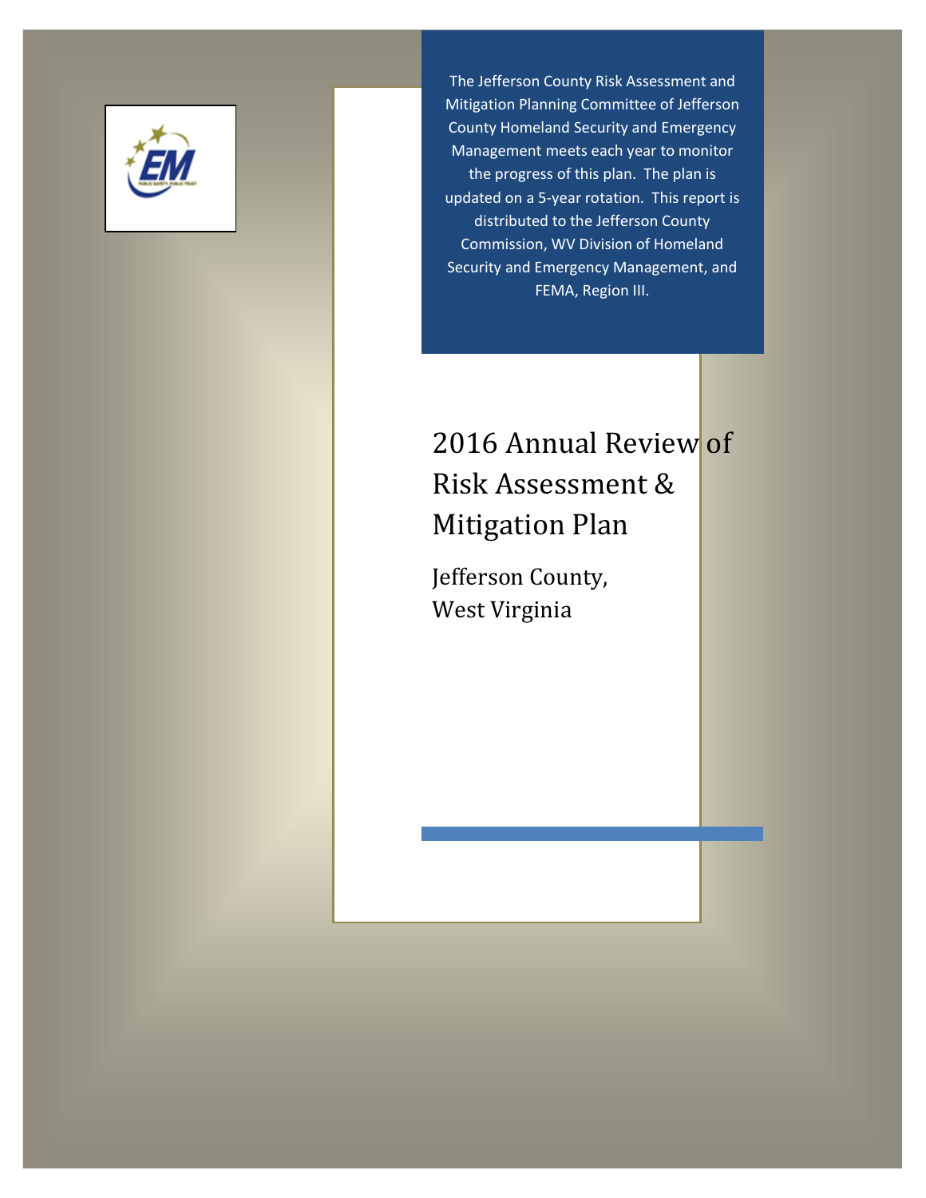The Jefferson County Risk Assessment and Mitigation Planning Committee of Jefferson County Homeland Security and Emergency Management meets each year to monitor the progress of this plan. The plan is updated on a 5-year rotation. This report is distributed to the Jefferson County Commission, WV Division of Homeland Security and Emergency Management, and FEMA, Region III.

# 2016 Annual Review of Risk Assessment & Mitigation Plan

## Jefferson County, West Virginia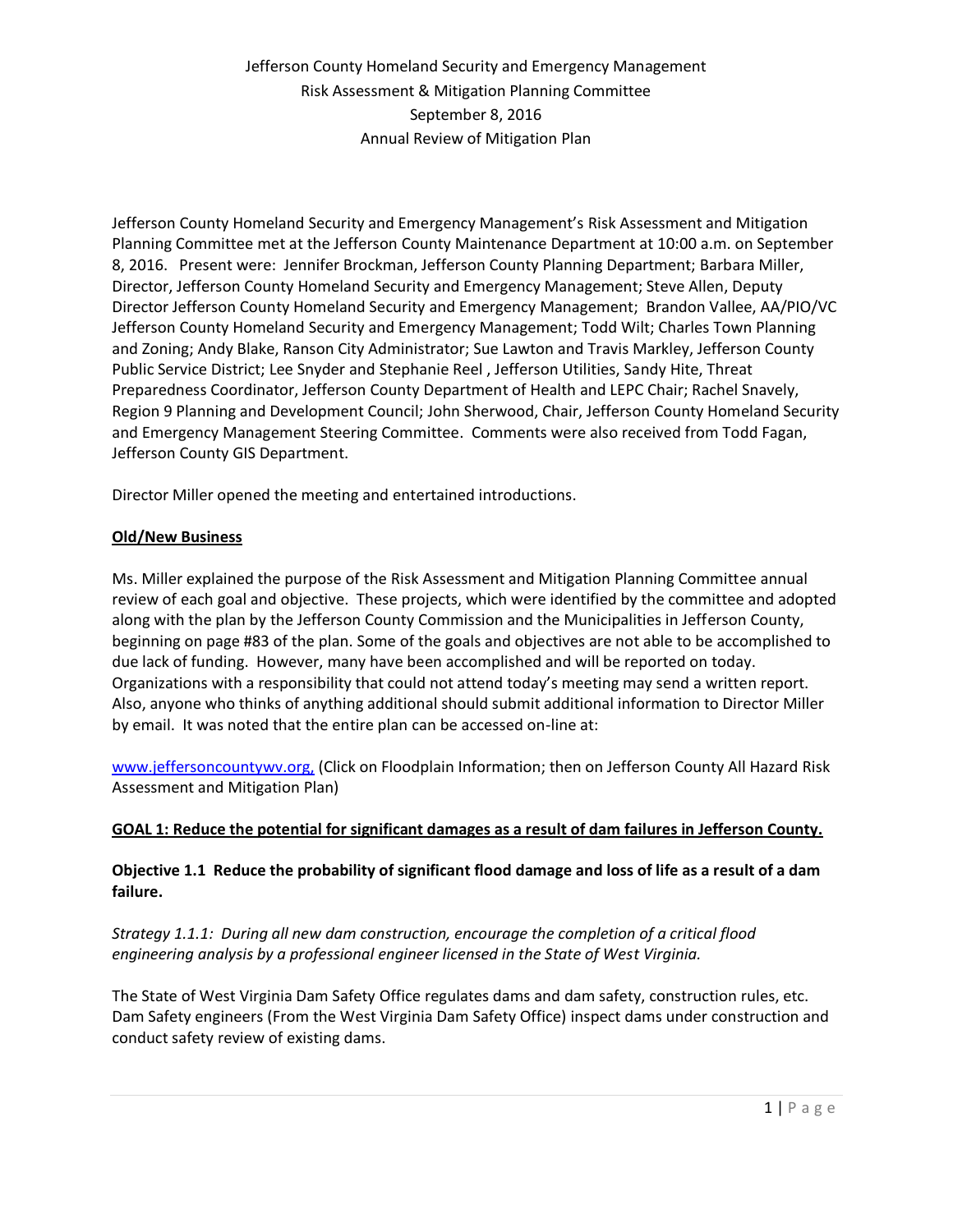Jefferson County Homeland Security and Emergency Management
Risk Assessment & Mitigation Planning Committee
September 8, 2016
Annual Review of Mitigation Plan

Jefferson County Homeland Security and Emergency Management's Risk Assessment and Mitigation Planning Committee met at the Jefferson County Maintenance Department at 10:00 a.m. on September 8, 2016. Present were: Jennifer Brockman, Jefferson County Planning Department; Barbara Miller, Director, Jefferson County Homeland Security and Emergency Management; Steve Allen, Deputy Director Jefferson County Homeland Security and Emergency Management; Brandon Vallee, AA/PIO/VC Jefferson County Homeland Security and Emergency Management; Todd Wilt; Charles Town Planning and Zoning; Andy Blake, Ranson City Administrator; Sue Lawton and Travis Markley, Jefferson County Public Service District; Lee Snyder and Stephanie Reel , Jefferson Utilities, Sandy Hite, Threat Preparedness Coordinator, Jefferson County Department of Health and LEPC Chair; Rachel Snavely, Region 9 Planning and Development Council; John Sherwood, Chair, Jefferson County Homeland Security and Emergency Management Steering Committee. Comments were also received from Todd Fagan, Jefferson County GIS Department.

Director Miller opened the meeting and entertained introductions.

**Old/New Business**

Ms. Miller explained the purpose of the Risk Assessment and Mitigation Planning Committee annual review of each goal and objective. These projects, which were identified by the committee and adopted along with the plan by the Jefferson County Commission and the Municipalities in Jefferson County, beginning on page #83 of the plan. Some of the goals and objectives are not able to be accomplished to due lack of funding. However, many have been accomplished and will be reported on today. Organizations with a responsibility that could not attend today's meeting may send a written report. Also, anyone who thinks of anything additional should submit additional information to Director Miller by email. It was noted that the entire plan can be accessed on-line at:

www.jeffersoncountywv.org, (Click on Floodplain Information; then on Jefferson County All Hazard Risk Assessment and Mitigation Plan)

**GOAL 1: Reduce the potential for significant damages as a result of dam failures in Jefferson County.**

**Objective 1.1 Reduce the probability of significant flood damage and loss of life as a result of a dam failure.**

*Strategy 1.1.1: During all new dam construction, encourage the completion of a critical flood engineering analysis by a professional engineer licensed in the State of West Virginia.*

The State of West Virginia Dam Safety Office regulates dams and dam safety, construction rules, etc. Dam Safety engineers (From the West Virginia Dam Safety Office) inspect dams under construction and conduct safety review of existing dams.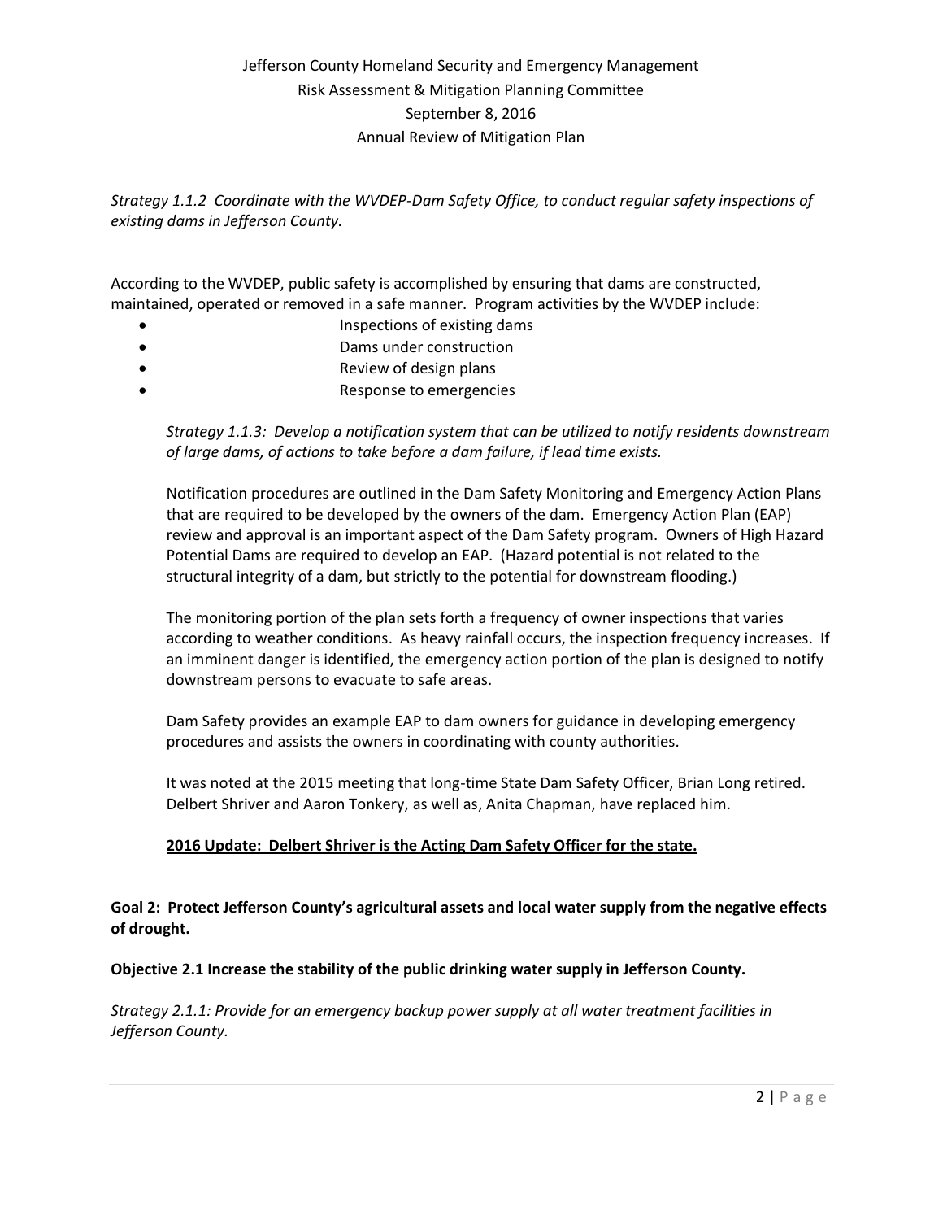*Strategy 1.1.2 Coordinate with the WVDEP-Dam Safety Office, to conduct regular safety inspections of existing dams in Jefferson County.*

According to the WVDEP, public safety is accomplished by ensuring that dams are constructed, maintained, operated or removed in a safe manner. Program activities by the WVDEP include:

- Inspections of existing dams
- Dams under construction
- Review of design plans
- Response to emergencies

*Strategy 1.1.3: Develop a notification system that can be utilized to notify residents downstream of large dams, of actions to take before a dam failure, if lead time exists.*

Notification procedures are outlined in the Dam Safety Monitoring and Emergency Action Plans that are required to be developed by the owners of the dam. Emergency Action Plan (EAP) review and approval is an important aspect of the Dam Safety program. Owners of High Hazard Potential Dams are required to develop an EAP. (Hazard potential is not related to the structural integrity of a dam, but strictly to the potential for downstream flooding.)

The monitoring portion of the plan sets forth a frequency of owner inspections that varies according to weather conditions. As heavy rainfall occurs, the inspection frequency increases. If an imminent danger is identified, the emergency action portion of the plan is designed to notify downstream persons to evacuate to safe areas.

Dam Safety provides an example EAP to dam owners for guidance in developing emergency procedures and assists the owners in coordinating with county authorities.

It was noted at the 2015 meeting that long-time State Dam Safety Officer, Brian Long retired. Delbert Shriver and Aaron Tonkery, as well as, Anita Chapman, have replaced him.

**2016 Update: Delbert Shriver is the Acting Dam Safety Officer for the state.**

**Goal 2: Protect Jefferson County's agricultural assets and local water supply from the negative effects of drought.**

**Objective 2.1 Increase the stability of the public drinking water supply in Jefferson County.**

*Strategy 2.1.1: Provide for an emergency backup power supply at all water treatment facilities in Jefferson County.*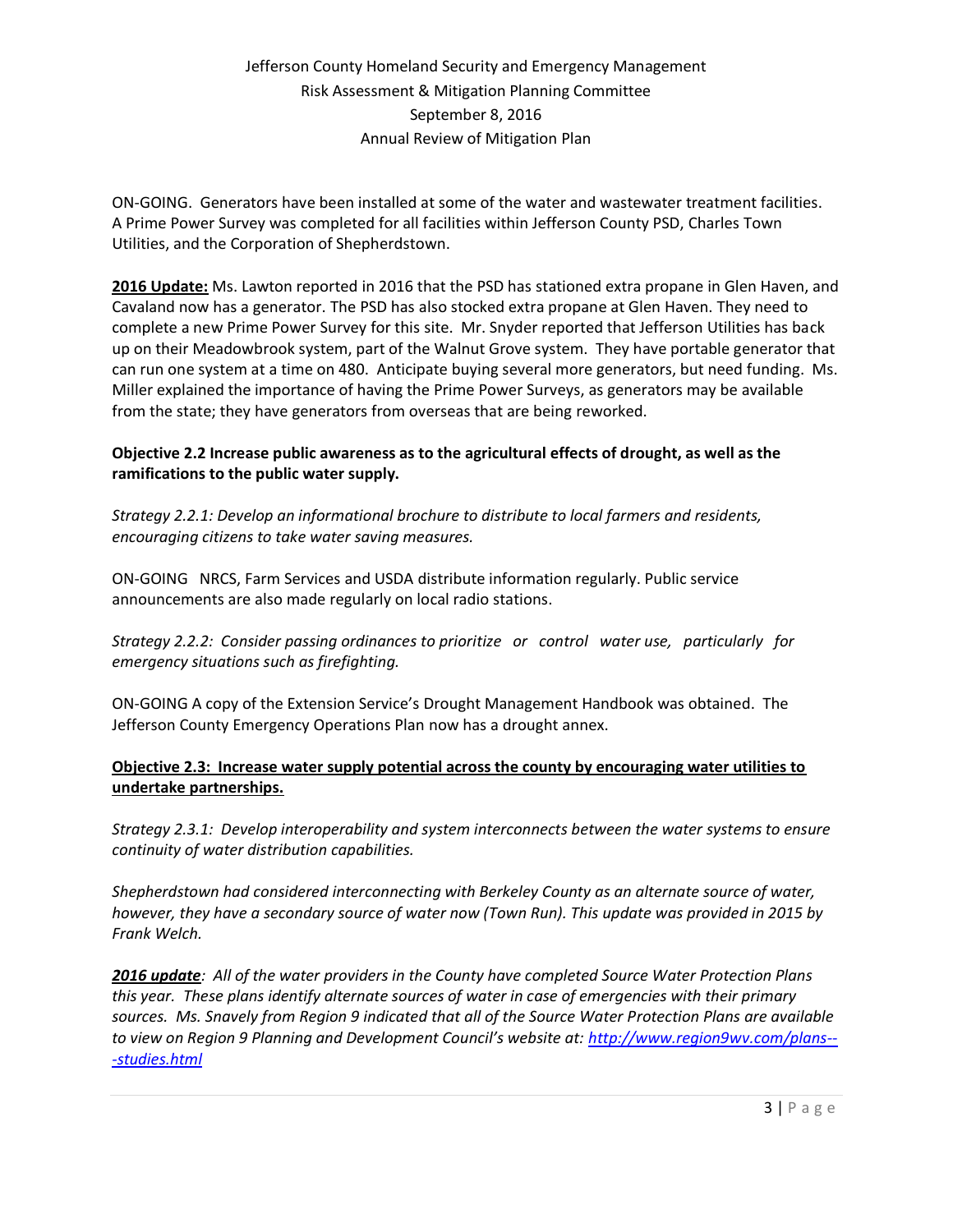ON-GOING. Generators have been installed at some of the water and wastewater treatment facilities. A Prime Power Survey was completed for all facilities within Jefferson County PSD, Charles Town Utilities, and the Corporation of Shepherdstown.

**2016 Update:** Ms. Lawton reported in 2016 that the PSD has stationed extra propane in Glen Haven, and Cavaland now has a generator. The PSD has also stocked extra propane at Glen Haven. They need to complete a new Prime Power Survey for this site. Mr. Snyder reported that Jefferson Utilities has back up on their Meadowbrook system, part of the Walnut Grove system. They have portable generator that can run one system at a time on 480. Anticipate buying several more generators, but need funding. Ms. Miller explained the importance of having the Prime Power Surveys, as generators may be available from the state; they have generators from overseas that are being reworked.

**Objective 2.2 Increase public awareness as to the agricultural effects of drought, as well as the ramifications to the public water supply.**

*Strategy 2.2.1: Develop an informational brochure to distribute to local farmers and residents, encouraging citizens to take water saving measures.*

ON-GOING NRCS, Farm Services and USDA distribute information regularly. Public service announcements are also made regularly on local radio stations.

*Strategy 2.2.2: Consider passing ordinances to prioritize or control water use, particularly for emergency situations such as firefighting.*

ON-GOING A copy of the Extension Service's Drought Management Handbook was obtained. The Jefferson County Emergency Operations Plan now has a drought annex.

**Objective 2.3: Increase water supply potential across the county by encouraging water utilities to undertake partnerships.**

*Strategy 2.3.1: Develop interoperability and system interconnects between the water systems to ensure continuity of water distribution capabilities.*

*Shepherdstown had considered interconnecting with Berkeley County as an alternate source of water, however, they have a secondary source of water now (Town Run). This update was provided in 2015 by Frank Welch.*

***2016 update**: All of the water providers in the County have completed Source Water Protection Plans this year. These plans identify alternate sources of water in case of emergencies with their primary sources. Ms. Snavely from Region 9 indicated that all of the Source Water Protection Plans are available to view on Region 9 Planning and Development Council's website at: [http://www.region9wv.com/plans---studies.html](http://www.region9wv.com/plans---studies.html)*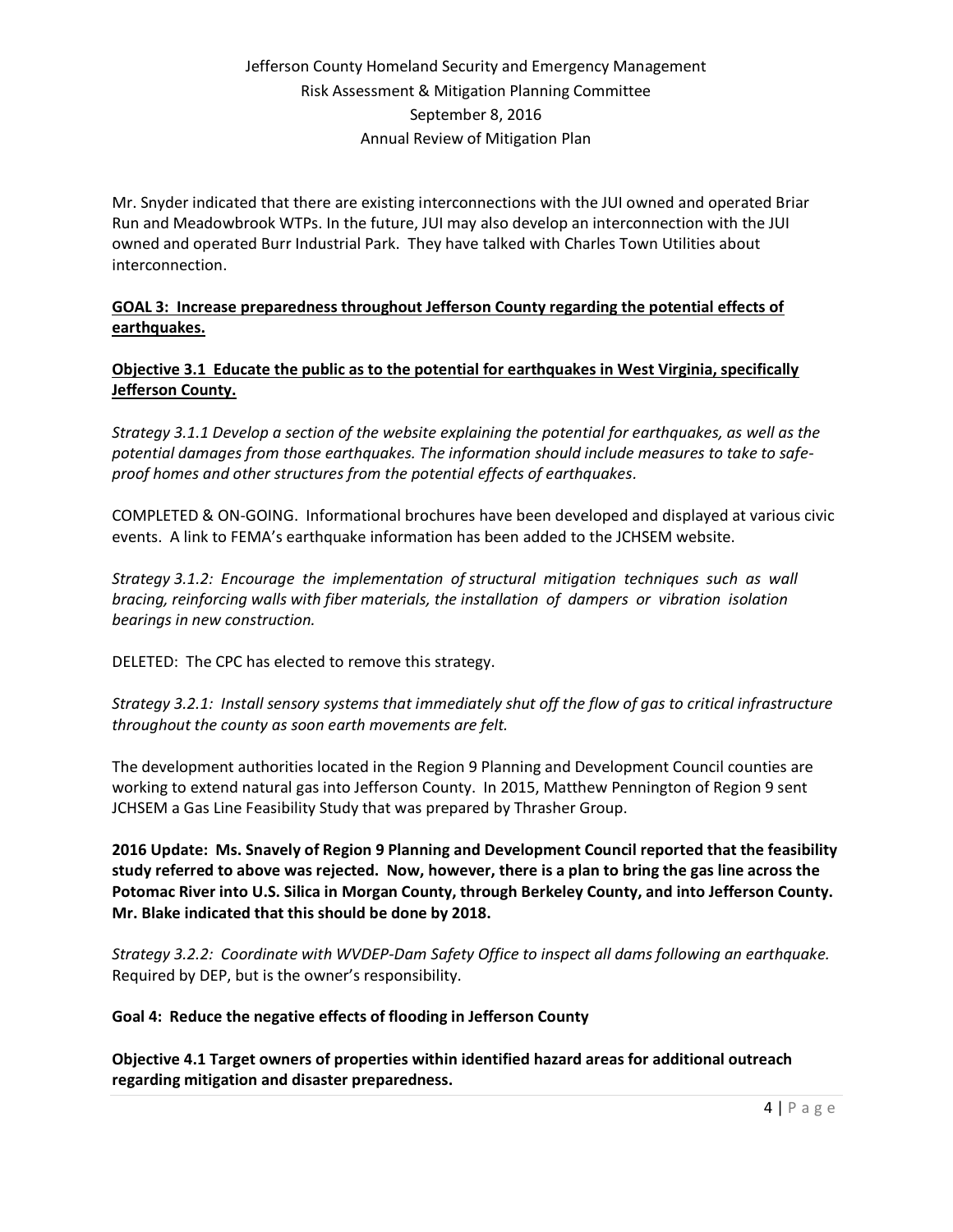Mr. Snyder indicated that there are existing interconnections with the JUI owned and operated Briar Run and Meadowbrook WTPs. In the future, JUI may also develop an interconnection with the JUI owned and operated Burr Industrial Park. They have talked with Charles Town Utilities about interconnection.

**GOAL 3: Increase preparedness throughout Jefferson County regarding the potential effects of earthquakes.**

**Objective 3.1 Educate the public as to the potential for earthquakes in West Virginia, specifically Jefferson County.**

*Strategy 3.1.1 Develop a section of the website explaining the potential for earthquakes, as well as the potential damages from those earthquakes. The information should include measures to take to safe-proof homes and other structures from the potential effects of earthquakes.*

COMPLETED & ON-GOING. Informational brochures have been developed and displayed at various civic events. A link to FEMA's earthquake information has been added to the JCHSEM website.

*Strategy 3.1.2: Encourage the implementation of structural mitigation techniques such as wall bracing, reinforcing walls with fiber materials, the installation of dampers or vibration isolation bearings in new construction.*

DELETED: The CPC has elected to remove this strategy.

*Strategy 3.2.1: Install sensory systems that immediately shut off the flow of gas to critical infrastructure throughout the county as soon earth movements are felt.*

The development authorities located in the Region 9 Planning and Development Council counties are working to extend natural gas into Jefferson County. In 2015, Matthew Pennington of Region 9 sent JCHSEM a Gas Line Feasibility Study that was prepared by Thrasher Group.

**2016 Update: Ms. Snavely of Region 9 Planning and Development Council reported that the feasibility study referred to above was rejected. Now, however, there is a plan to bring the gas line across the Potomac River into U.S. Silica in Morgan County, through Berkeley County, and into Jefferson County. Mr. Blake indicated that this should be done by 2018.**

*Strategy 3.2.2: Coordinate with WVDEP-Dam Safety Office to inspect all dams following an earthquake.* Required by DEP, but is the owner's responsibility.

**Goal 4: Reduce the negative effects of flooding in Jefferson County**

**Objective 4.1 Target owners of properties within identified hazard areas for additional outreach regarding mitigation and disaster preparedness.**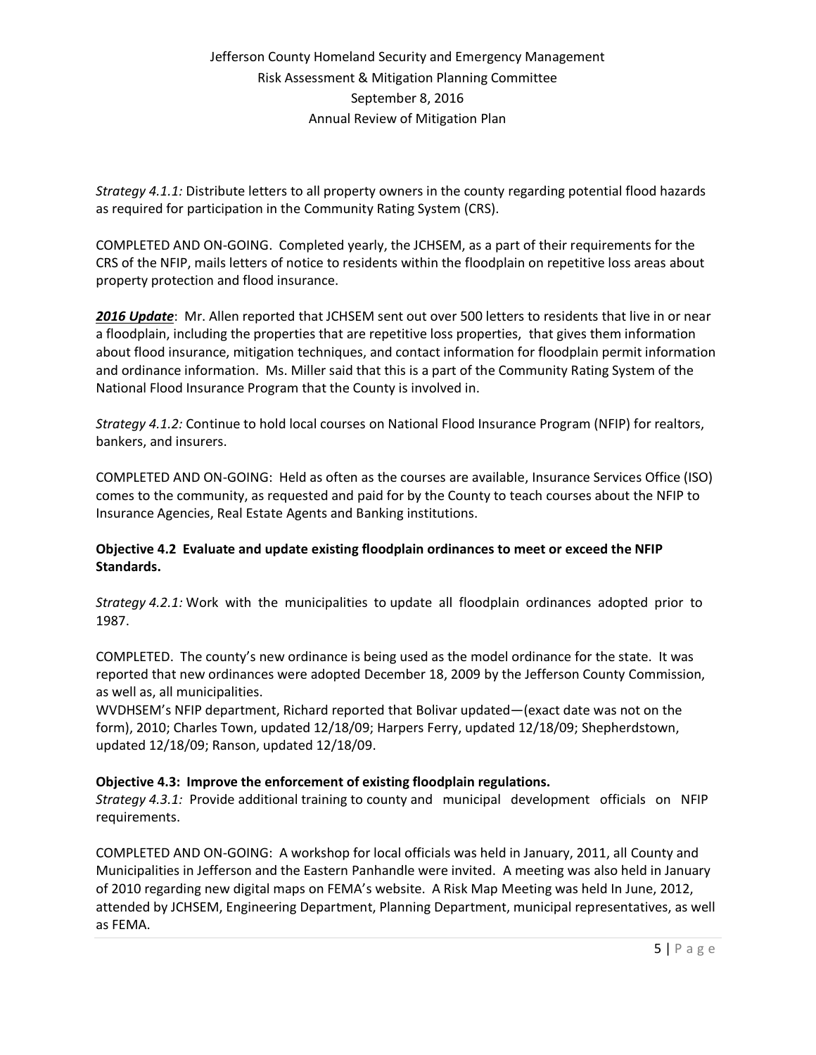*Strategy 4.1.1:* Distribute letters to all property owners in the county regarding potential flood hazards as required for participation in the Community Rating System (CRS).

COMPLETED AND ON-GOING. Completed yearly, the JCHSEM, as a part of their requirements for the CRS of the NFIP, mails letters of notice to residents within the floodplain on repetitive loss areas about property protection and flood insurance.

***2016 Update***: Mr. Allen reported that JCHSEM sent out over 500 letters to residents that live in or near a floodplain, including the properties that are repetitive loss properties, that gives them information about flood insurance, mitigation techniques, and contact information for floodplain permit information and ordinance information. Ms. Miller said that this is a part of the Community Rating System of the National Flood Insurance Program that the County is involved in.

*Strategy 4.1.2:* Continue to hold local courses on National Flood Insurance Program (NFIP) for realtors, bankers, and insurers.

COMPLETED AND ON-GOING: Held as often as the courses are available, Insurance Services Office (ISO) comes to the community, as requested and paid for by the County to teach courses about the NFIP to Insurance Agencies, Real Estate Agents and Banking institutions.

**Objective 4.2 Evaluate and update existing floodplain ordinances to meet or exceed the NFIP Standards.**

*Strategy 4.2.1:* Work with the municipalities to update all floodplain ordinances adopted prior to 1987.

COMPLETED. The county's new ordinance is being used as the model ordinance for the state. It was reported that new ordinances were adopted December 18, 2009 by the Jefferson County Commission, as well as, all municipalities.
WVDHSEM's NFIP department, Richard reported that Bolivar updated—(exact date was not on the form), 2010; Charles Town, updated 12/18/09; Harpers Ferry, updated 12/18/09; Shepherdstown, updated 12/18/09; Ranson, updated 12/18/09.

**Objective 4.3: Improve the enforcement of existing floodplain regulations.**
*Strategy 4.3.1:* Provide additional training to county and municipal development officials on NFIP requirements.

COMPLETED AND ON-GOING: A workshop for local officials was held in January, 2011, all County and Municipalities in Jefferson and the Eastern Panhandle were invited. A meeting was also held in January of 2010 regarding new digital maps on FEMA's website. A Risk Map Meeting was held In June, 2012, attended by JCHSEM, Engineering Department, Planning Department, municipal representatives, as well as FEMA.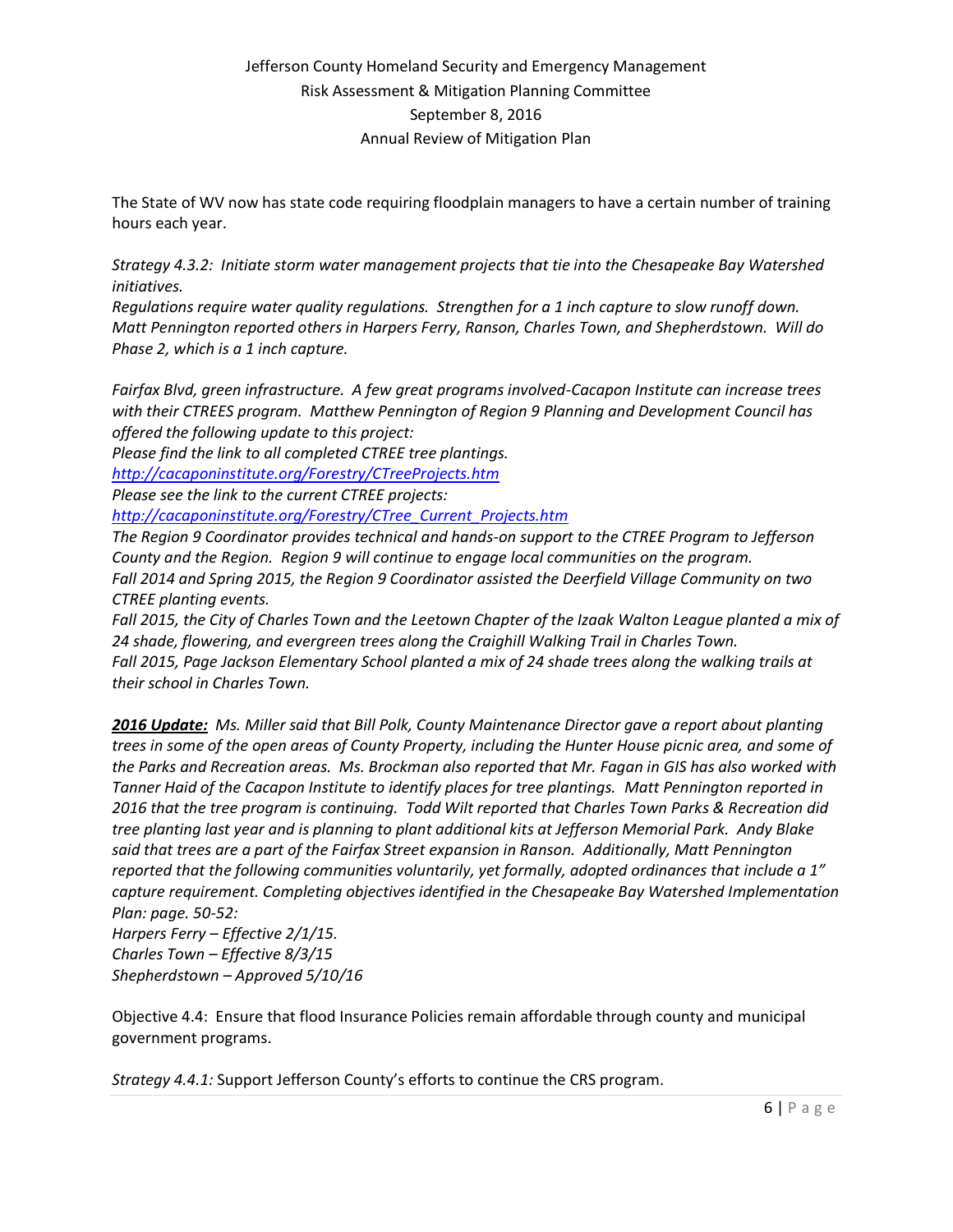The State of WV now has state code requiring floodplain managers to have a certain number of training hours each year.

*Strategy 4.3.2: Initiate storm water management projects that tie into the Chesapeake Bay Watershed initiatives.*

*Regulations require water quality regulations. Strengthen for a 1 inch capture to slow runoff down. Matt Pennington reported others in Harpers Ferry, Ranson, Charles Town, and Shepherdstown. Will do Phase 2, which is a 1 inch capture.*

*Fairfax Blvd, green infrastructure. A few great programs involved-Cacapon Institute can increase trees with their CTREES program. Matthew Pennington of Region 9 Planning and Development Council has offered the following update to this project:*
*Please find the link to all completed CTREE tree plantings.*
*[http://cacaponinstitute.org/Forestry/CTreeProjects.htm](http://cacaponinstitute.org/Forestry/CTreeProjects.htm)*
*Please see the link to the current CTREE projects:*
*[http://cacaponinstitute.org/Forestry/CTree_Current_Projects.htm](http://cacaponinstitute.org/Forestry/CTree_Current_Projects.htm)*
*The Region 9 Coordinator provides technical and hands-on support to the CTREE Program to Jefferson County and the Region. Region 9 will continue to engage local communities on the program.*
*Fall 2014 and Spring 2015, the Region 9 Coordinator assisted the Deerfield Village Community on two CTREE planting events.*
*Fall 2015, the City of Charles Town and the Leetown Chapter of the Izaak Walton League planted a mix of 24 shade, flowering, and evergreen trees along the Craighill Walking Trail in Charles Town.*
*Fall 2015, Page Jackson Elementary School planted a mix of 24 shade trees along the walking trails at their school in Charles Town.*

***2016 Update:*** *Ms. Miller said that Bill Polk, County Maintenance Director gave a report about planting trees in some of the open areas of County Property, including the Hunter House picnic area, and some of the Parks and Recreation areas. Ms. Brockman also reported that Mr. Fagan in GIS has also worked with Tanner Haid of the Cacapon Institute to identify places for tree plantings. Matt Pennington reported in 2016 that the tree program is continuing. Todd Wilt reported that Charles Town Parks & Recreation did tree planting last year and is planning to plant additional kits at Jefferson Memorial Park. Andy Blake said that trees are a part of the Fairfax Street expansion in Ranson. Additionally, Matt Pennington reported that the following communities voluntarily, yet formally, adopted ordinances that include a 1" capture requirement. Completing objectives identified in the Chesapeake Bay Watershed Implementation Plan: page. 50-52:*
*Harpers Ferry – Effective 2/1/15.*
*Charles Town – Effective 8/3/15*
*Shepherdstown – Approved 5/10/16*

Objective 4.4: Ensure that flood Insurance Policies remain affordable through county and municipal government programs.

*Strategy 4.4.1:* Support Jefferson County's efforts to continue the CRS program.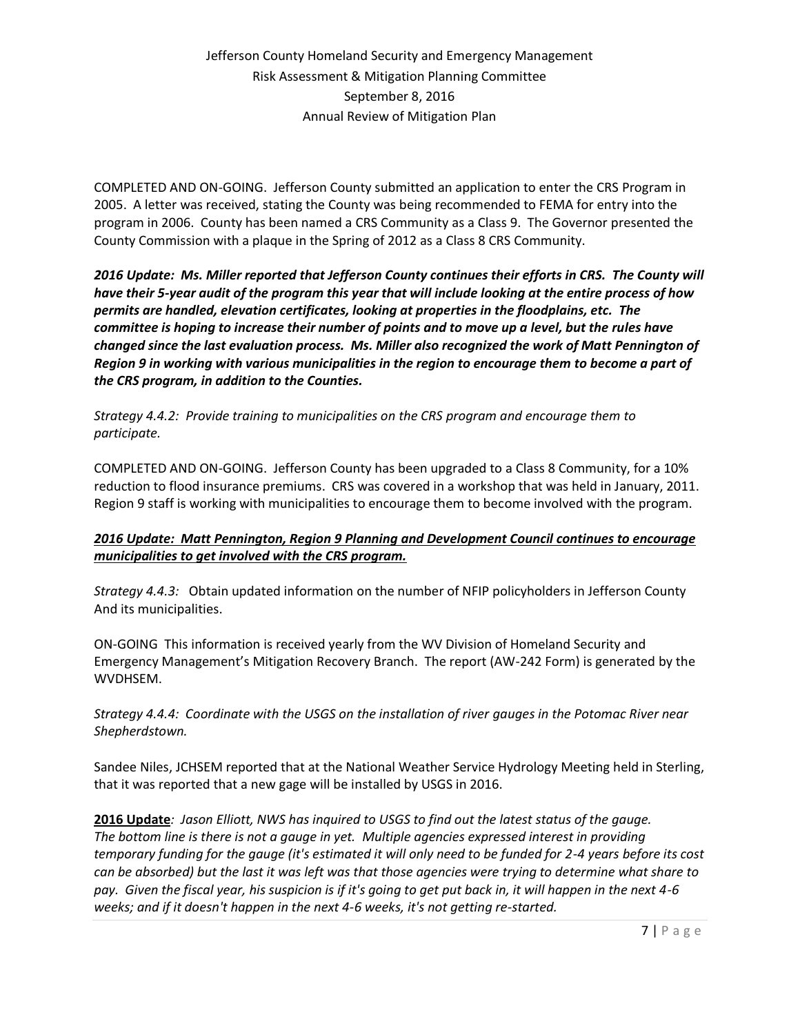COMPLETED AND ON-GOING. Jefferson County submitted an application to enter the CRS Program in 2005. A letter was received, stating the County was being recommended to FEMA for entry into the program in 2006. County has been named a CRS Community as a Class 9. The Governor presented the County Commission with a plaque in the Spring of 2012 as a Class 8 CRS Community.

***2016 Update: Ms. Miller reported that Jefferson County continues their efforts in CRS. The County will have their 5-year audit of the program this year that will include looking at the entire process of how permits are handled, elevation certificates, looking at properties in the floodplains, etc. The committee is hoping to increase their number of points and to move up a level, but the rules have changed since the last evaluation process. Ms. Miller also recognized the work of Matt Pennington of Region 9 in working with various municipalities in the region to encourage them to become a part of the CRS program, in addition to the Counties.***

*Strategy 4.4.2: Provide training to municipalities on the CRS program and encourage them to participate.*

COMPLETED AND ON-GOING. Jefferson County has been upgraded to a Class 8 Community, for a 10% reduction to flood insurance premiums. CRS was covered in a workshop that was held in January, 2011. Region 9 staff is working with municipalities to encourage them to become involved with the program.

<u>***2016 Update: Matt Pennington, Region 9 Planning and Development Council continues to encourage municipalities to get involved with the CRS program.***</u>

*Strategy 4.4.3:* Obtain updated information on the number of NFIP policyholders in Jefferson County And its municipalities.

ON-GOING This information is received yearly from the WV Division of Homeland Security and Emergency Management's Mitigation Recovery Branch. The report (AW-242 Form) is generated by the WVDHSEM.

*Strategy 4.4.4: Coordinate with the USGS on the installation of river gauges in the Potomac River near Shepherdstown.*

Sandee Niles, JCHSEM reported that at the National Weather Service Hydrology Meeting held in Sterling, that it was reported that a new gage will be installed by USGS in 2016.

<u>**2016 Update**</u>*: Jason Elliott, NWS has inquired to USGS to find out the latest status of the gauge. The bottom line is there is not a gauge in yet. Multiple agencies expressed interest in providing temporary funding for the gauge (it's estimated it will only need to be funded for 2-4 years before its cost can be absorbed) but the last it was left was that those agencies were trying to determine what share to pay. Given the fiscal year, his suspicion is if it's going to get put back in, it will happen in the next 4-6 weeks; and if it doesn't happen in the next 4-6 weeks, it's not getting re-started.*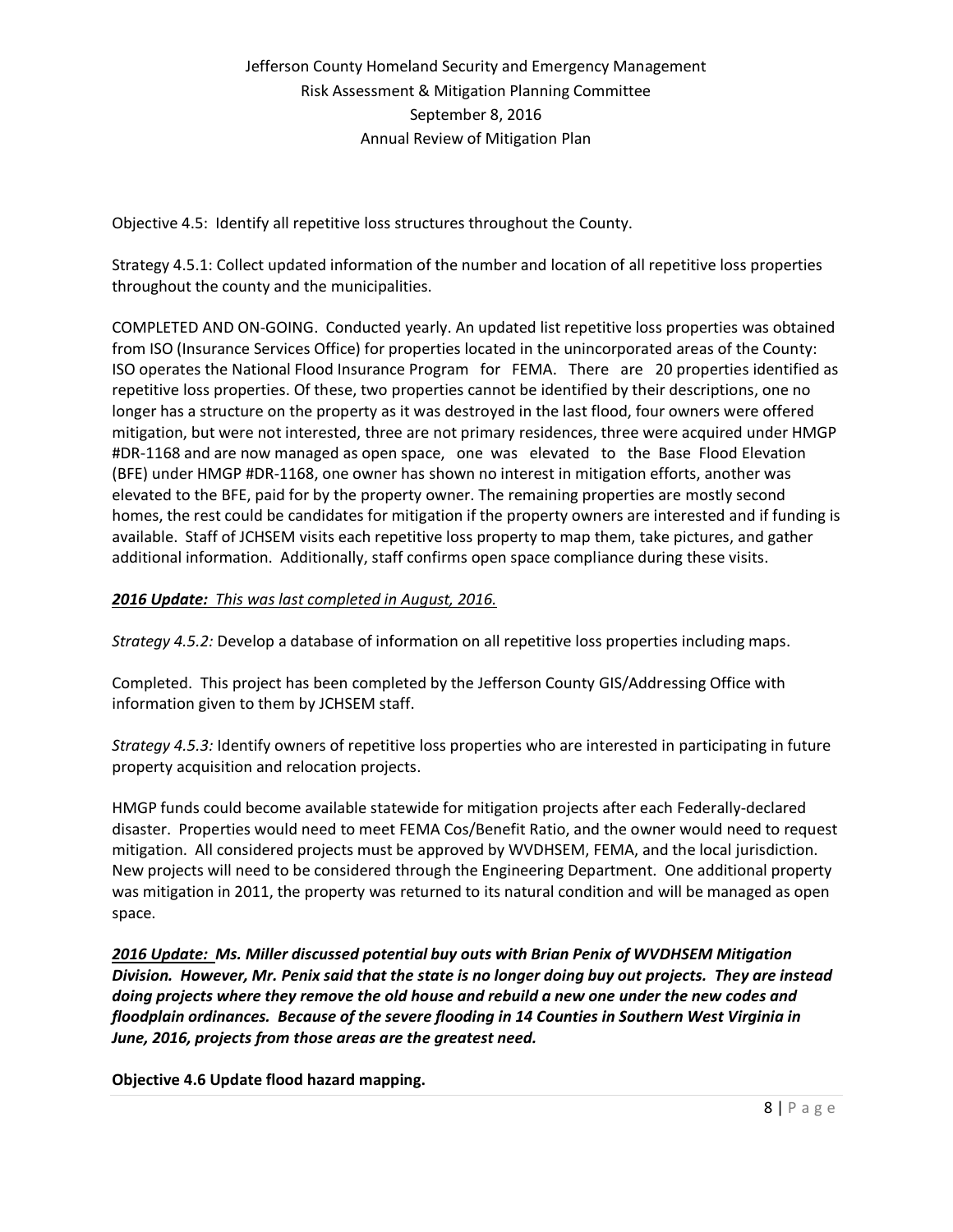Objective 4.5: Identify all repetitive loss structures throughout the County.

Strategy 4.5.1: Collect updated information of the number and location of all repetitive loss properties throughout the county and the municipalities.

COMPLETED AND ON-GOING. Conducted yearly. An updated list repetitive loss properties was obtained from ISO (Insurance Services Office) for properties located in the unincorporated areas of the County: ISO operates the National Flood Insurance Program for FEMA. There are 20 properties identified as repetitive loss properties. Of these, two properties cannot be identified by their descriptions, one no longer has a structure on the property as it was destroyed in the last flood, four owners were offered mitigation, but were not interested, three are not primary residences, three were acquired under HMGP #DR-1168 and are now managed as open space, one was elevated to the Base Flood Elevation (BFE) under HMGP #DR-1168, one owner has shown no interest in mitigation efforts, another was elevated to the BFE, paid for by the property owner. The remaining properties are mostly second homes, the rest could be candidates for mitigation if the property owners are interested and if funding is available. Staff of JCHSEM visits each repetitive loss property to map them, take pictures, and gather additional information. Additionally, staff confirms open space compliance during these visits.

***2016 Update:*** *This was last completed in August, 2016.*

*Strategy 4.5.2:* Develop a database of information on all repetitive loss properties including maps.

Completed. This project has been completed by the Jefferson County GIS/Addressing Office with information given to them by JCHSEM staff.

*Strategy 4.5.3:* Identify owners of repetitive loss properties who are interested in participating in future property acquisition and relocation projects.

HMGP funds could become available statewide for mitigation projects after each Federally-declared disaster. Properties would need to meet FEMA Cos/Benefit Ratio, and the owner would need to request mitigation. All considered projects must be approved by WVDHSEM, FEMA, and the local jurisdiction. New projects will need to be considered through the Engineering Department. One additional property was mitigation in 2011, the property was returned to its natural condition and will be managed as open space.

***2016 Update: Ms. Miller discussed potential buy outs with Brian Penix of WVDHSEM Mitigation Division. However, Mr. Penix said that the state is no longer doing buy out projects. They are instead doing projects where they remove the old house and rebuild a new one under the new codes and floodplain ordinances. Because of the severe flooding in 14 Counties in Southern West Virginia in June, 2016, projects from those areas are the greatest need.***

**Objective 4.6 Update flood hazard mapping.**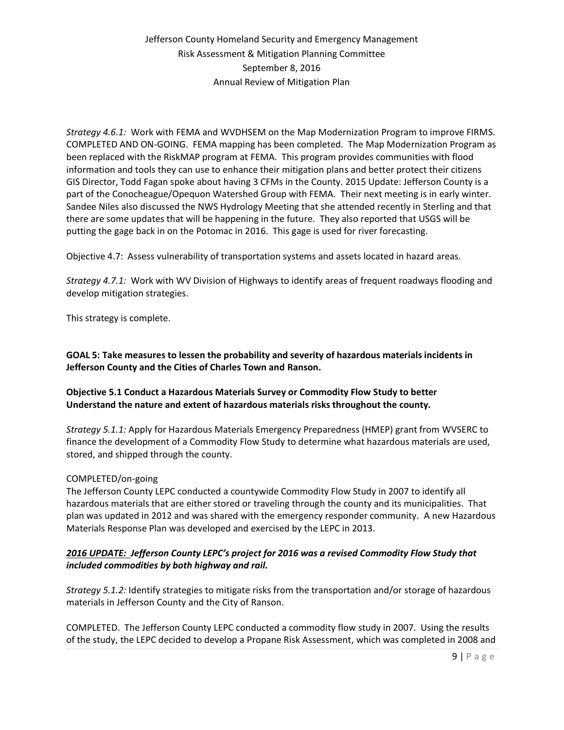*Strategy 4.6.1:* Work with FEMA and WVDHSEM on the Map Modernization Program to improve FIRMS. COMPLETED AND ON-GOING. FEMA mapping has been completed. The Map Modernization Program as been replaced with the RiskMAP program at FEMA. This program provides communities with flood information and tools they can use to enhance their mitigation plans and better protect their citizens GIS Director, Todd Fagan spoke about having 3 CFMs in the County. 2015 Update: Jefferson County is a part of the Conocheague/Opequon Watershed Group with FEMA. Their next meeting is in early winter. Sandee Niles also discussed the NWS Hydrology Meeting that she attended recently in Sterling and that there are some updates that will be happening in the future. They also reported that USGS will be putting the gage back in on the Potomac in 2016. This gage is used for river forecasting.

Objective 4.7: Assess vulnerability of transportation systems and assets located in hazard areas.

*Strategy 4.7.1:* Work with WV Division of Highways to identify areas of frequent roadways flooding and develop mitigation strategies.

This strategy is complete.

**GOAL 5: Take measures to lessen the probability and severity of hazardous materials incidents in Jefferson County and the Cities of Charles Town and Ranson.**

**Objective 5.1 Conduct a Hazardous Materials Survey or Commodity Flow Study to better Understand the nature and extent of hazardous materials risks throughout the county.**

*Strategy 5.1.1:* Apply for Hazardous Materials Emergency Preparedness (HMEP) grant from WVSERC to finance the development of a Commodity Flow Study to determine what hazardous materials are used, stored, and shipped through the county.

COMPLETED/on-going
The Jefferson County LEPC conducted a countywide Commodity Flow Study in 2007 to identify all hazardous materials that are either stored or traveling through the county and its municipalities. That plan was updated in 2012 and was shared with the emergency responder community. A new Hazardous Materials Response Plan was developed and exercised by the LEPC in 2013.

***2016 UPDATE:** **Jefferson County LEPC's project for 2016 was a revised Commodity Flow Study that included commodities by both highway and rail.***

*Strategy 5.1.2:* Identify strategies to mitigate risks from the transportation and/or storage of hazardous materials in Jefferson County and the City of Ranson.

COMPLETED. The Jefferson County LEPC conducted a commodity flow study in 2007. Using the results of the study, the LEPC decided to develop a Propane Risk Assessment, which was completed in 2008 and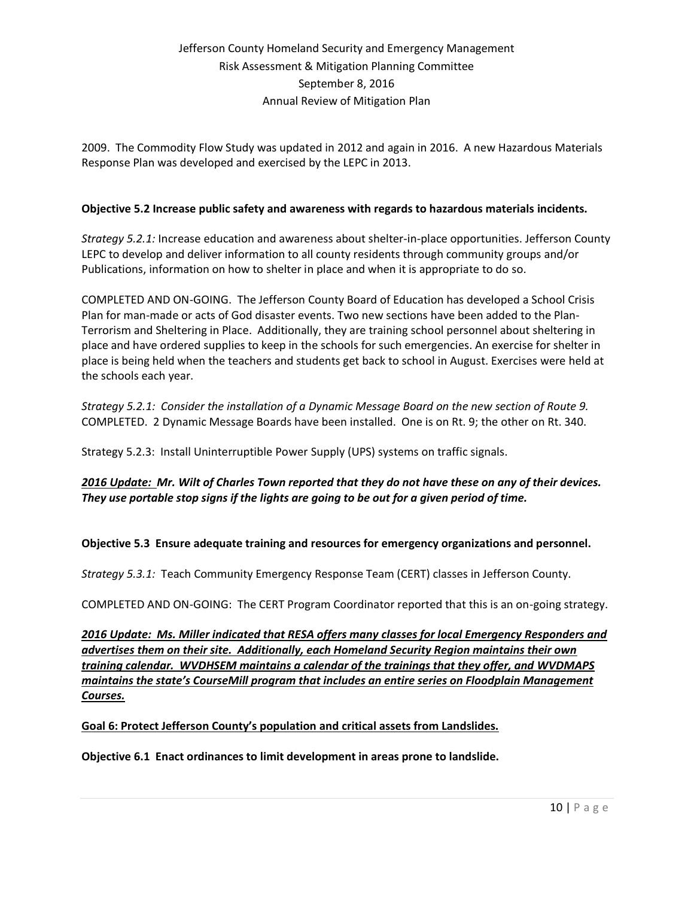2009. The Commodity Flow Study was updated in 2012 and again in 2016. A new Hazardous Materials Response Plan was developed and exercised by the LEPC in 2013.

**Objective 5.2 Increase public safety and awareness with regards to hazardous materials incidents.**

*Strategy 5.2.1:* Increase education and awareness about shelter-in-place opportunities. Jefferson County LEPC to develop and deliver information to all county residents through community groups and/or Publications, information on how to shelter in place and when it is appropriate to do so.

COMPLETED AND ON-GOING. The Jefferson County Board of Education has developed a School Crisis Plan for man-made or acts of God disaster events. Two new sections have been added to the Plan- Terrorism and Sheltering in Place. Additionally, they are training school personnel about sheltering in place and have ordered supplies to keep in the schools for such emergencies. An exercise for shelter in place is being held when the teachers and students get back to school in August. Exercises were held at the schools each year.

*Strategy 5.2.1: Consider the installation of a Dynamic Message Board on the new section of Route 9.*
COMPLETED. 2 Dynamic Message Boards have been installed. One is on Rt. 9; the other on Rt. 340.

Strategy 5.2.3: Install Uninterruptible Power Supply (UPS) systems on traffic signals.

***2016 Update:*** ***Mr. Wilt of Charles Town reported that they do not have these on any of their devices. They use portable stop signs if the lights are going to be out for a given period of time.***

**Objective 5.3 Ensure adequate training and resources for emergency organizations and personnel.**

*Strategy 5.3.1:* Teach Community Emergency Response Team (CERT) classes in Jefferson County.

COMPLETED AND ON-GOING: The CERT Program Coordinator reported that this is an on-going strategy.

***2016 Update: Ms. Miller indicated that RESA offers many classes for local Emergency Responders and advertises them on their site. Additionally, each Homeland Security Region maintains their own training calendar. WVDHSEM maintains a calendar of the trainings that they offer, and WVDMAPS maintains the state's CourseMill program that includes an entire series on Floodplain Management Courses.***

**Goal 6: Protect Jefferson County's population and critical assets from Landslides.**

**Objective 6.1 Enact ordinances to limit development in areas prone to landslide.**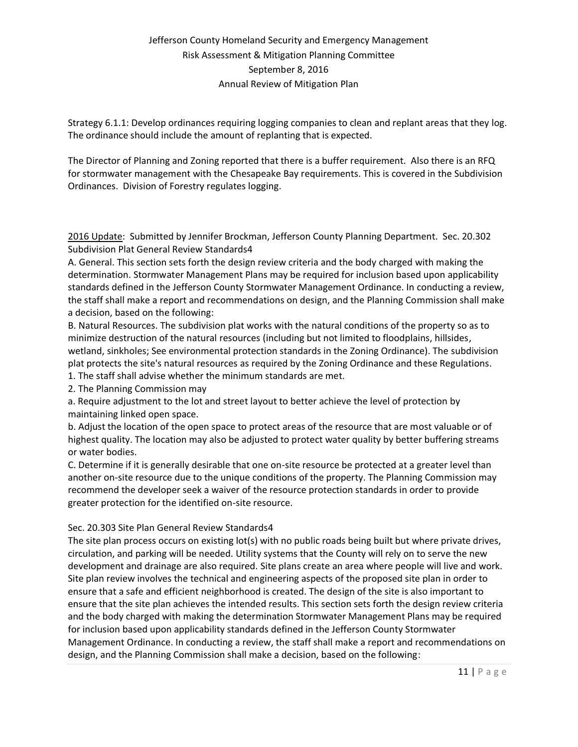Strategy 6.1.1: Develop ordinances requiring logging companies to clean and replant areas that they log. The ordinance should include the amount of replanting that is expected.

The Director of Planning and Zoning reported that there is a buffer requirement. Also there is an RFQ for stormwater management with the Chesapeake Bay requirements. This is covered in the Subdivision Ordinances. Division of Forestry regulates logging.

2016 Update: Submitted by Jennifer Brockman, Jefferson County Planning Department. Sec. 20.302 Subdivision Plat General Review Standards4

A. General. This section sets forth the design review criteria and the body charged with making the determination. Stormwater Management Plans may be required for inclusion based upon applicability standards defined in the Jefferson County Stormwater Management Ordinance. In conducting a review, the staff shall make a report and recommendations on design, and the Planning Commission shall make a decision, based on the following:

B. Natural Resources. The subdivision plat works with the natural conditions of the property so as to minimize destruction of the natural resources (including but not limited to floodplains, hillsides, wetland, sinkholes; See environmental protection standards in the Zoning Ordinance). The subdivision plat protects the site's natural resources as required by the Zoning Ordinance and these Regulations.

1. The staff shall advise whether the minimum standards are met.
2. The Planning Commission may

a. Require adjustment to the lot and street layout to better achieve the level of protection by maintaining linked open space.

b. Adjust the location of the open space to protect areas of the resource that are most valuable or of highest quality. The location may also be adjusted to protect water quality by better buffering streams or water bodies.

C. Determine if it is generally desirable that one on-site resource be protected at a greater level than another on-site resource due to the unique conditions of the property. The Planning Commission may recommend the developer seek a waiver of the resource protection standards in order to provide greater protection for the identified on-site resource.

Sec. 20.303 Site Plan General Review Standards4

The site plan process occurs on existing lot(s) with no public roads being built but where private drives, circulation, and parking will be needed. Utility systems that the County will rely on to serve the new development and drainage are also required. Site plans create an area where people will live and work. Site plan review involves the technical and engineering aspects of the proposed site plan in order to ensure that a safe and efficient neighborhood is created. The design of the site is also important to ensure that the site plan achieves the intended results. This section sets forth the design review criteria and the body charged with making the determination Stormwater Management Plans may be required for inclusion based upon applicability standards defined in the Jefferson County Stormwater Management Ordinance. In conducting a review, the staff shall make a report and recommendations on design, and the Planning Commission shall make a decision, based on the following: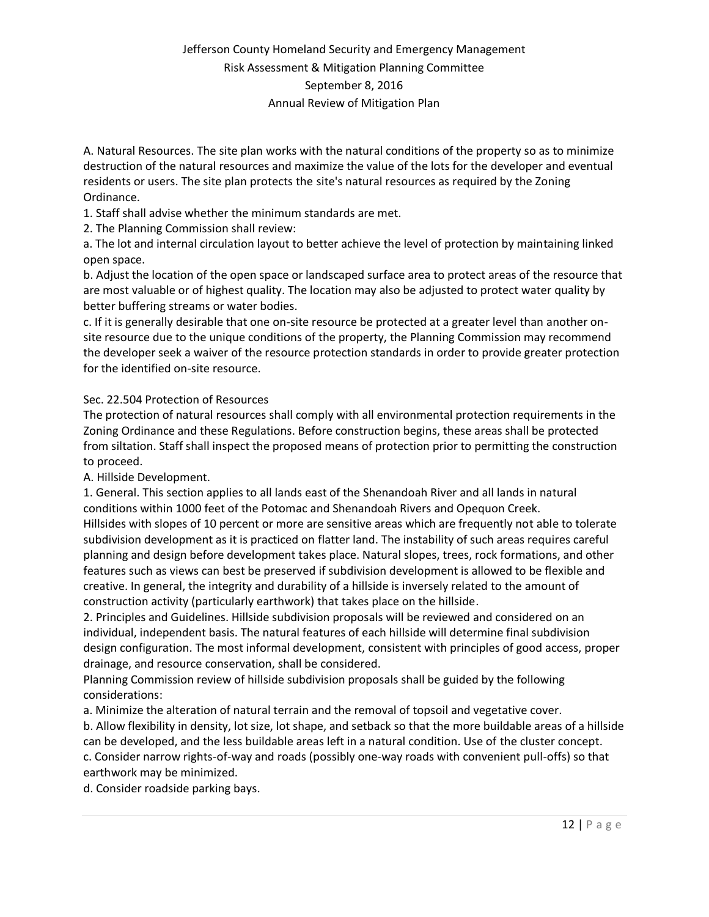A. Natural Resources. The site plan works with the natural conditions of the property so as to minimize destruction of the natural resources and maximize the value of the lots for the developer and eventual residents or users. The site plan protects the site's natural resources as required by the Zoning Ordinance.

1. Staff shall advise whether the minimum standards are met.

2. The Planning Commission shall review:

a. The lot and internal circulation layout to better achieve the level of protection by maintaining linked open space.

b. Adjust the location of the open space or landscaped surface area to protect areas of the resource that are most valuable or of highest quality. The location may also be adjusted to protect water quality by better buffering streams or water bodies.

c. If it is generally desirable that one on-site resource be protected at a greater level than another on-site resource due to the unique conditions of the property, the Planning Commission may recommend the developer seek a waiver of the resource protection standards in order to provide greater protection for the identified on-site resource.

Sec. 22.504 Protection of Resources

The protection of natural resources shall comply with all environmental protection requirements in the Zoning Ordinance and these Regulations. Before construction begins, these areas shall be protected from siltation. Staff shall inspect the proposed means of protection prior to permitting the construction to proceed.

A. Hillside Development.

1. General. This section applies to all lands east of the Shenandoah River and all lands in natural conditions within 1000 feet of the Potomac and Shenandoah Rivers and Opequon Creek.

Hillsides with slopes of 10 percent or more are sensitive areas which are frequently not able to tolerate subdivision development as it is practiced on flatter land. The instability of such areas requires careful planning and design before development takes place. Natural slopes, trees, rock formations, and other features such as views can best be preserved if subdivision development is allowed to be flexible and creative. In general, the integrity and durability of a hillside is inversely related to the amount of construction activity (particularly earthwork) that takes place on the hillside.

2. Principles and Guidelines. Hillside subdivision proposals will be reviewed and considered on an individual, independent basis. The natural features of each hillside will determine final subdivision design configuration. The most informal development, consistent with principles of good access, proper drainage, and resource conservation, shall be considered.

Planning Commission review of hillside subdivision proposals shall be guided by the following considerations:

a. Minimize the alteration of natural terrain and the removal of topsoil and vegetative cover.

b. Allow flexibility in density, lot size, lot shape, and setback so that the more buildable areas of a hillside can be developed, and the less buildable areas left in a natural condition. Use of the cluster concept.

c. Consider narrow rights-of-way and roads (possibly one-way roads with convenient pull-offs) so that earthwork may be minimized.

d. Consider roadside parking bays.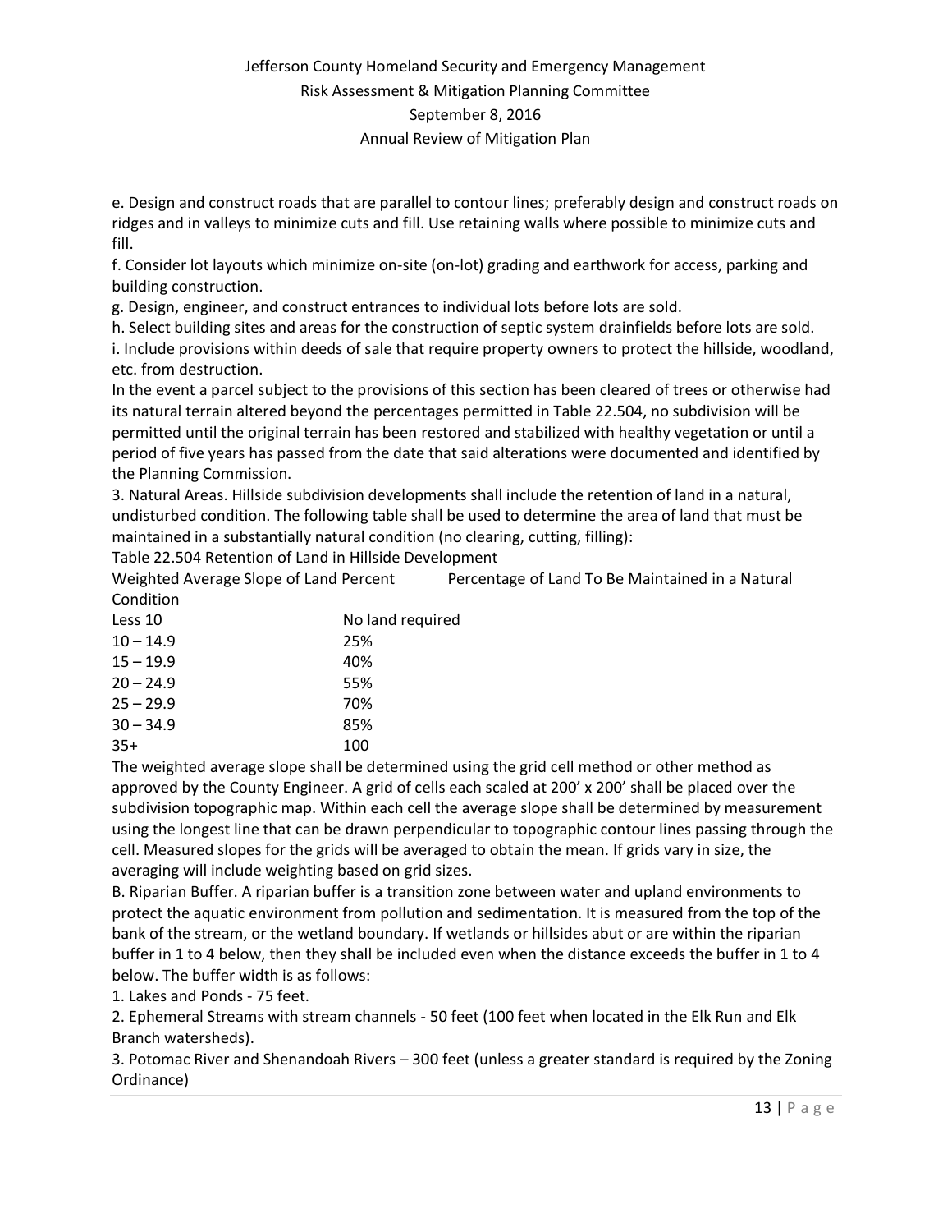e. Design and construct roads that are parallel to contour lines; preferably design and construct roads on ridges and in valleys to minimize cuts and fill. Use retaining walls where possible to minimize cuts and fill.

f. Consider lot layouts which minimize on-site (on-lot) grading and earthwork for access, parking and building construction.

g. Design, engineer, and construct entrances to individual lots before lots are sold.

h. Select building sites and areas for the construction of septic system drainfields before lots are sold.

i. Include provisions within deeds of sale that require property owners to protect the hillside, woodland, etc. from destruction.

In the event a parcel subject to the provisions of this section has been cleared of trees or otherwise had its natural terrain altered beyond the percentages permitted in Table 22.504, no subdivision will be permitted until the original terrain has been restored and stabilized with healthy vegetation or until a period of five years has passed from the date that said alterations were documented and identified by the Planning Commission.

3. Natural Areas. Hillside subdivision developments shall include the retention of land in a natural, undisturbed condition. The following table shall be used to determine the area of land that must be maintained in a substantially natural condition (no clearing, cutting, filling):

Table 22.504 Retention of Land in Hillside Development

| Weighted Average Slope of Land Percent | Percentage of Land To Be Maintained in a Natural Condition |
|---|---|
| Less 10 | No land required |
| 10 – 14.9 | 25% |
| 15 – 19.9 | 40% |
| 20 – 24.9 | 55% |
| 25 – 29.9 | 70% |
| 30 – 34.9 | 85% |
| 35+ | 100 |

The weighted average slope shall be determined using the grid cell method or other method as approved by the County Engineer. A grid of cells each scaled at 200' x 200' shall be placed over the subdivision topographic map. Within each cell the average slope shall be determined by measurement using the longest line that can be drawn perpendicular to topographic contour lines passing through the cell. Measured slopes for the grids will be averaged to obtain the mean. If grids vary in size, the averaging will include weighting based on grid sizes.

B. Riparian Buffer. A riparian buffer is a transition zone between water and upland environments to protect the aquatic environment from pollution and sedimentation. It is measured from the top of the bank of the stream, or the wetland boundary. If wetlands or hillsides abut or are within the riparian buffer in 1 to 4 below, then they shall be included even when the distance exceeds the buffer in 1 to 4 below. The buffer width is as follows:

1. Lakes and Ponds - 75 feet.
2. Ephemeral Streams with stream channels - 50 feet (100 feet when located in the Elk Run and Elk Branch watersheds).
3. Potomac River and Shenandoah Rivers – 300 feet (unless a greater standard is required by the Zoning Ordinance)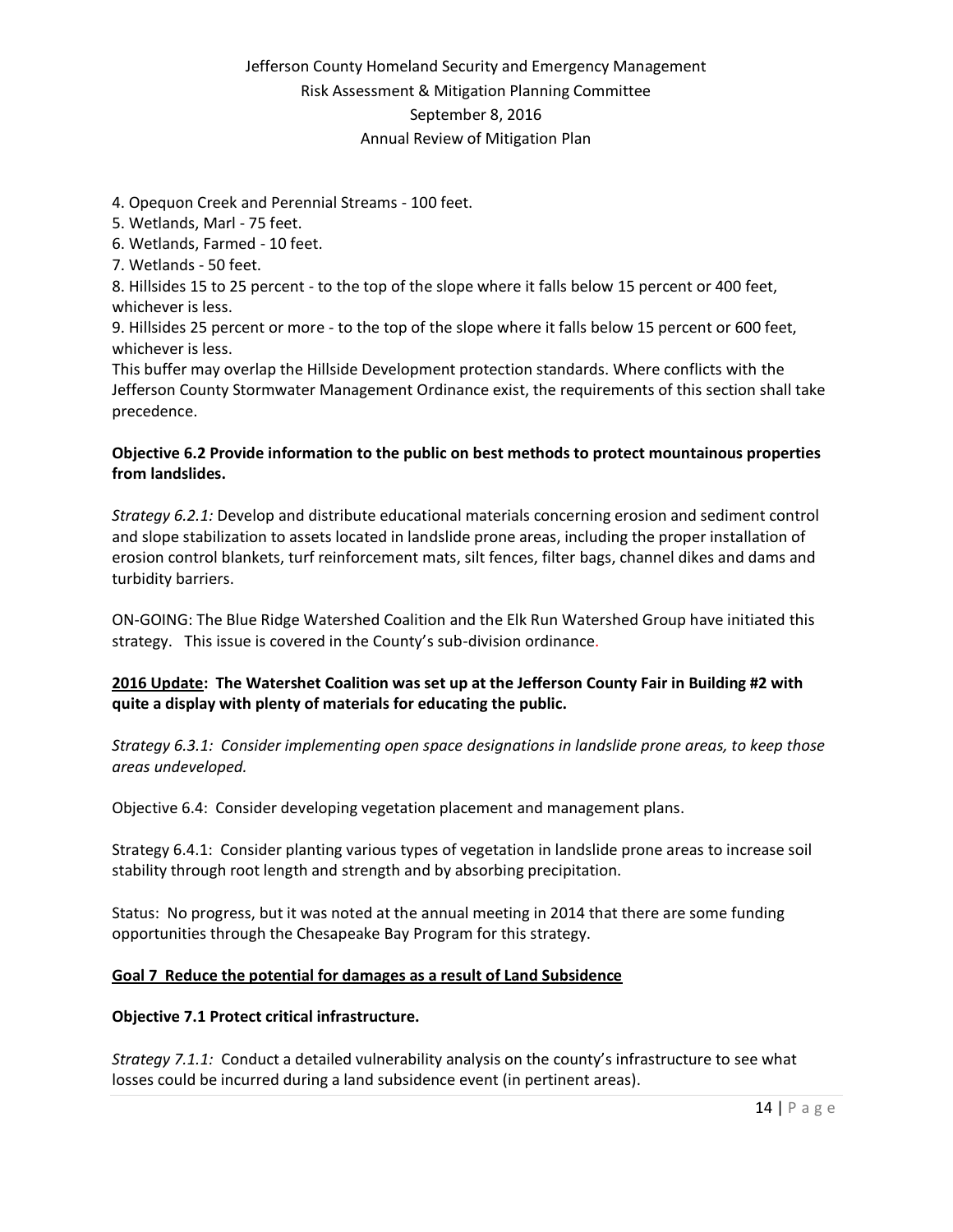4. Opequon Creek and Perennial Streams - 100 feet.
5. Wetlands, Marl - 75 feet.
6. Wetlands, Farmed - 10 feet.
7. Wetlands - 50 feet.
8. Hillsides 15 to 25 percent - to the top of the slope where it falls below 15 percent or 400 feet, whichever is less.
9. Hillsides 25 percent or more - to the top of the slope where it falls below 15 percent or 600 feet, whichever is less.

This buffer may overlap the Hillside Development protection standards. Where conflicts with the Jefferson County Stormwater Management Ordinance exist, the requirements of this section shall take precedence.

**Objective 6.2 Provide information to the public on best methods to protect mountainous properties from landslides.**

*Strategy 6.2.1:* Develop and distribute educational materials concerning erosion and sediment control and slope stabilization to assets located in landslide prone areas, including the proper installation of erosion control blankets, turf reinforcement mats, silt fences, filter bags, channel dikes and dams and turbidity barriers.

ON-GOING: The Blue Ridge Watershed Coalition and the Elk Run Watershed Group have initiated this strategy. This issue is covered in the County's sub-division ordinance.

**<u>2016 Update</u>: The Watershet Coalition was set up at the Jefferson County Fair in Building #2 with quite a display with plenty of materials for educating the public.**

*Strategy 6.3.1: Consider implementing open space designations in landslide prone areas, to keep those areas undeveloped.*

Objective 6.4: Consider developing vegetation placement and management plans.

Strategy 6.4.1: Consider planting various types of vegetation in landslide prone areas to increase soil stability through root length and strength and by absorbing precipitation.

Status: No progress, but it was noted at the annual meeting in 2014 that there are some funding opportunities through the Chesapeake Bay Program for this strategy.

**<u>Goal 7 Reduce the potential for damages as a result of Land Subsidence</u>**

**Objective 7.1 Protect critical infrastructure.**

*Strategy 7.1.1:* Conduct a detailed vulnerability analysis on the county's infrastructure to see what losses could be incurred during a land subsidence event (in pertinent areas).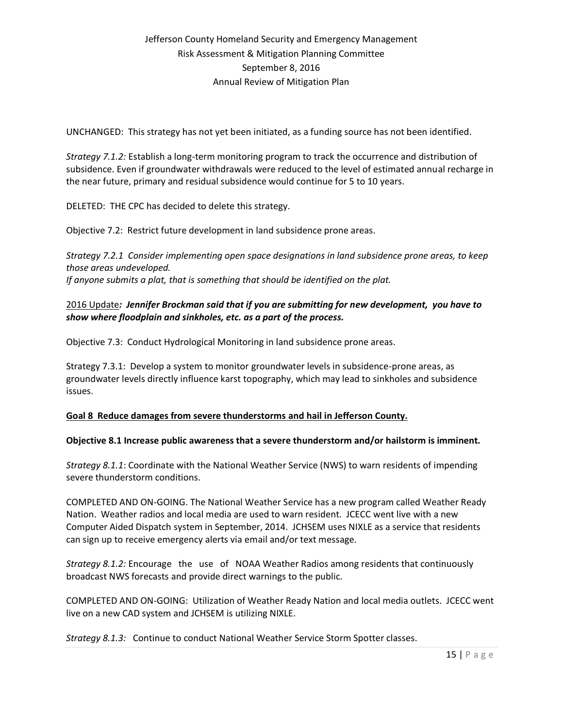UNCHANGED: This strategy has not yet been initiated, as a funding source has not been identified.

*Strategy 7.1.2:* Establish a long-term monitoring program to track the occurrence and distribution of subsidence. Even if groundwater withdrawals were reduced to the level of estimated annual recharge in the near future, primary and residual subsidence would continue for 5 to 10 years.

DELETED: THE CPC has decided to delete this strategy.

Objective 7.2: Restrict future development in land subsidence prone areas.

*Strategy 7.2.1 Consider implementing open space designations in land subsidence prone areas, to keep those areas undeveloped.*
*If anyone submits a plat, that is something that should be identified on the plat.*

2016 Update***: Jennifer Brockman said that if you are submitting for new development, you have to show where floodplain and sinkholes, etc. as a part of the process.***

Objective 7.3: Conduct Hydrological Monitoring in land subsidence prone areas.

Strategy 7.3.1: Develop a system to monitor groundwater levels in subsidence-prone areas, as groundwater levels directly influence karst topography, which may lead to sinkholes and subsidence issues.

**Goal 8 Reduce damages from severe thunderstorms and hail in Jefferson County.**

**Objective 8.1 Increase public awareness that a severe thunderstorm and/or hailstorm is imminent.**

*Strategy 8.1.1*: Coordinate with the National Weather Service (NWS) to warn residents of impending severe thunderstorm conditions.

COMPLETED AND ON-GOING. The National Weather Service has a new program called Weather Ready Nation. Weather radios and local media are used to warn resident. JCECC went live with a new Computer Aided Dispatch system in September, 2014. JCHSEM uses NIXLE as a service that residents can sign up to receive emergency alerts via email and/or text message.

*Strategy 8.1.2:* Encourage the use of NOAA Weather Radios among residents that continuously broadcast NWS forecasts and provide direct warnings to the public.

COMPLETED AND ON-GOING: Utilization of Weather Ready Nation and local media outlets. JCECC went live on a new CAD system and JCHSEM is utilizing NIXLE.

*Strategy 8.1.3:* Continue to conduct National Weather Service Storm Spotter classes.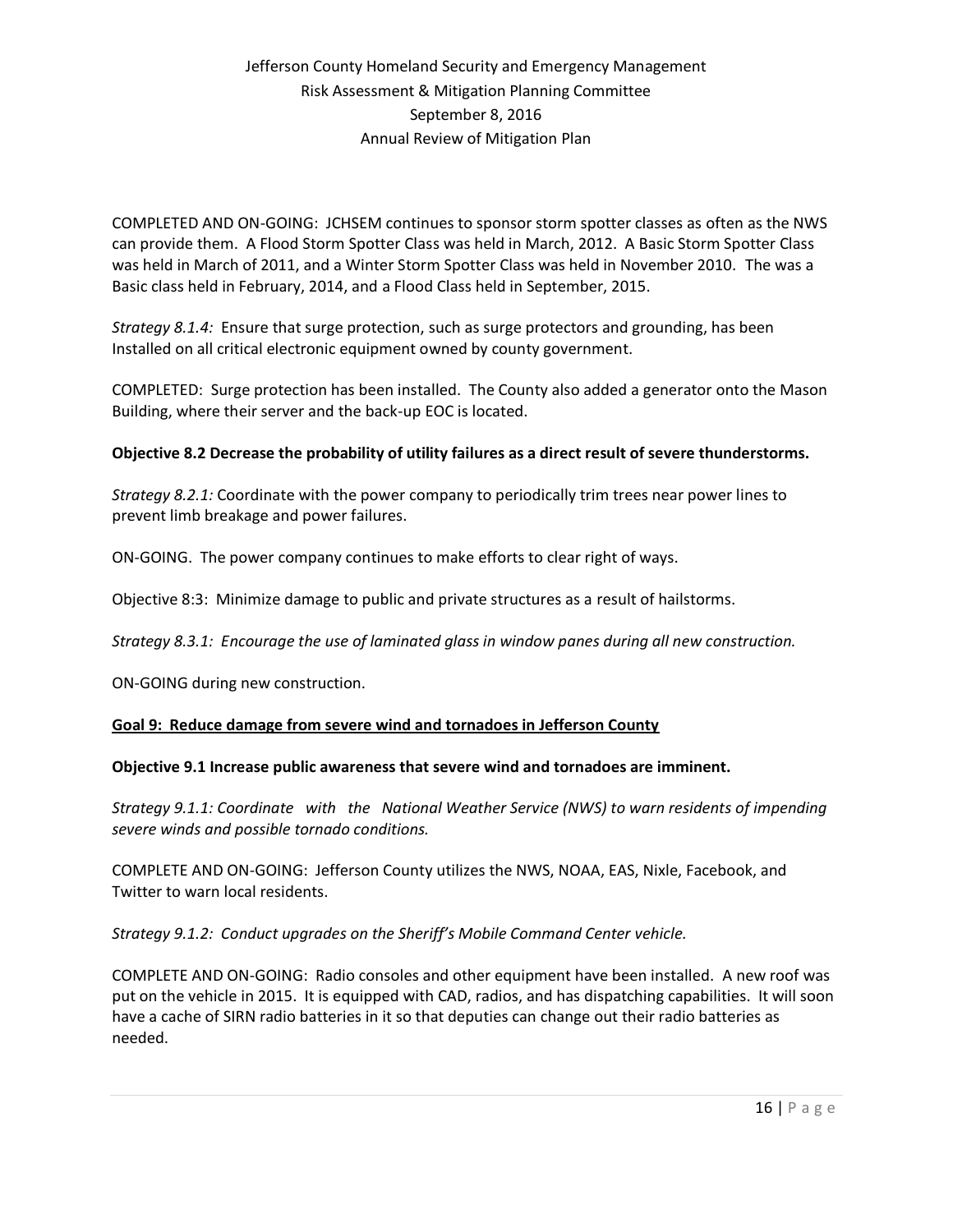COMPLETED AND ON-GOING: JCHSEM continues to sponsor storm spotter classes as often as the NWS can provide them. A Flood Storm Spotter Class was held in March, 2012. A Basic Storm Spotter Class was held in March of 2011, and a Winter Storm Spotter Class was held in November 2010. The was a Basic class held in February, 2014, and a Flood Class held in September, 2015.

*Strategy 8.1.4:* Ensure that surge protection, such as surge protectors and grounding, has been Installed on all critical electronic equipment owned by county government.

COMPLETED: Surge protection has been installed. The County also added a generator onto the Mason Building, where their server and the back-up EOC is located.

**Objective 8.2 Decrease the probability of utility failures as a direct result of severe thunderstorms.**

*Strategy 8.2.1:* Coordinate with the power company to periodically trim trees near power lines to prevent limb breakage and power failures.

ON-GOING. The power company continues to make efforts to clear right of ways.

Objective 8:3: Minimize damage to public and private structures as a result of hailstorms.

*Strategy 8.3.1: Encourage the use of laminated glass in window panes during all new construction.*

ON-GOING during new construction.

**Goal 9: Reduce damage from severe wind and tornadoes in Jefferson County**

**Objective 9.1 Increase public awareness that severe wind and tornadoes are imminent.**

*Strategy 9.1.1: Coordinate with the National Weather Service (NWS) to warn residents of impending severe winds and possible tornado conditions.*

COMPLETE AND ON-GOING: Jefferson County utilizes the NWS, NOAA, EAS, Nixle, Facebook, and Twitter to warn local residents.

*Strategy 9.1.2: Conduct upgrades on the Sheriff's Mobile Command Center vehicle.*

COMPLETE AND ON-GOING: Radio consoles and other equipment have been installed. A new roof was put on the vehicle in 2015. It is equipped with CAD, radios, and has dispatching capabilities. It will soon have a cache of SIRN radio batteries in it so that deputies can change out their radio batteries as needed.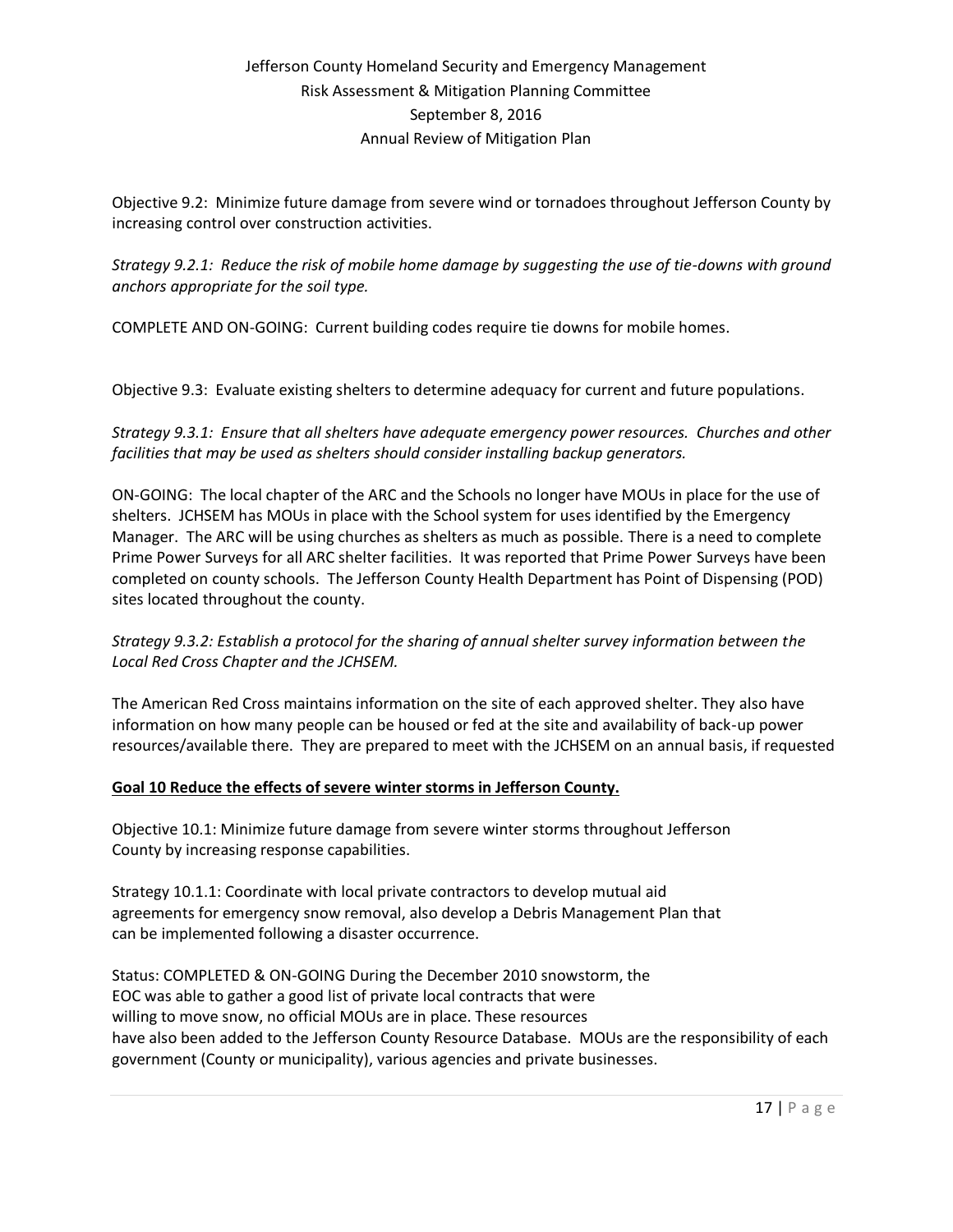Objective 9.2: Minimize future damage from severe wind or tornadoes throughout Jefferson County by increasing control over construction activities.

*Strategy 9.2.1: Reduce the risk of mobile home damage by suggesting the use of tie-downs with ground anchors appropriate for the soil type.*

COMPLETE AND ON-GOING: Current building codes require tie downs for mobile homes.

Objective 9.3: Evaluate existing shelters to determine adequacy for current and future populations.

*Strategy 9.3.1: Ensure that all shelters have adequate emergency power resources. Churches and other facilities that may be used as shelters should consider installing backup generators.*

ON-GOING: The local chapter of the ARC and the Schools no longer have MOUs in place for the use of shelters. JCHSEM has MOUs in place with the School system for uses identified by the Emergency Manager. The ARC will be using churches as shelters as much as possible. There is a need to complete Prime Power Surveys for all ARC shelter facilities. It was reported that Prime Power Surveys have been completed on county schools. The Jefferson County Health Department has Point of Dispensing (POD) sites located throughout the county.

*Strategy 9.3.2: Establish a protocol for the sharing of annual shelter survey information between the Local Red Cross Chapter and the JCHSEM.*

The American Red Cross maintains information on the site of each approved shelter. They also have information on how many people can be housed or fed at the site and availability of back-up power resources/available there. They are prepared to meet with the JCHSEM on an annual basis, if requested

**Goal 10 Reduce the effects of severe winter storms in Jefferson County.**

Objective 10.1: Minimize future damage from severe winter storms throughout Jefferson County by increasing response capabilities.

Strategy 10.1.1: Coordinate with local private contractors to develop mutual aid agreements for emergency snow removal, also develop a Debris Management Plan that can be implemented following a disaster occurrence.

Status: COMPLETED & ON-GOING During the December 2010 snowstorm, the EOC was able to gather a good list of private local contracts that were willing to move snow, no official MOUs are in place. These resources have also been added to the Jefferson County Resource Database. MOUs are the responsibility of each government (County or municipality), various agencies and private businesses.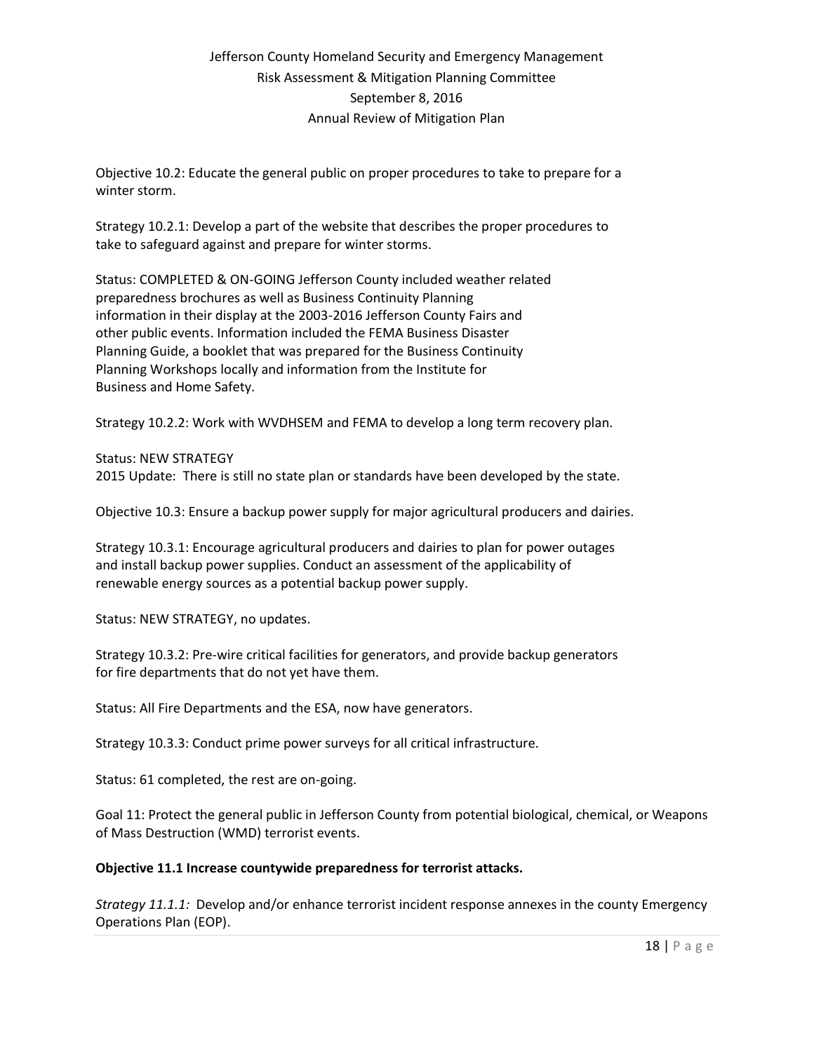Objective 10.2: Educate the general public on proper procedures to take to prepare for a winter storm.

Strategy 10.2.1: Develop a part of the website that describes the proper procedures to take to safeguard against and prepare for winter storms.

Status: COMPLETED & ON-GOING Jefferson County included weather related preparedness brochures as well as Business Continuity Planning information in their display at the 2003-2016 Jefferson County Fairs and other public events. Information included the FEMA Business Disaster Planning Guide, a booklet that was prepared for the Business Continuity Planning Workshops locally and information from the Institute for Business and Home Safety.

Strategy 10.2.2: Work with WVDHSEM and FEMA to develop a long term recovery plan.

Status: NEW STRATEGY
2015 Update: There is still no state plan or standards have been developed by the state.

Objective 10.3: Ensure a backup power supply for major agricultural producers and dairies.

Strategy 10.3.1: Encourage agricultural producers and dairies to plan for power outages and install backup power supplies. Conduct an assessment of the applicability of renewable energy sources as a potential backup power supply.

Status: NEW STRATEGY, no updates.

Strategy 10.3.2: Pre-wire critical facilities for generators, and provide backup generators for fire departments that do not yet have them.

Status: All Fire Departments and the ESA, now have generators.

Strategy 10.3.3: Conduct prime power surveys for all critical infrastructure.

Status: 61 completed, the rest are on-going.

Goal 11: Protect the general public in Jefferson County from potential biological, chemical, or Weapons of Mass Destruction (WMD) terrorist events.

**Objective 11.1 Increase countywide preparedness for terrorist attacks.**

*Strategy 11.1.1:* Develop and/or enhance terrorist incident response annexes in the county Emergency Operations Plan (EOP).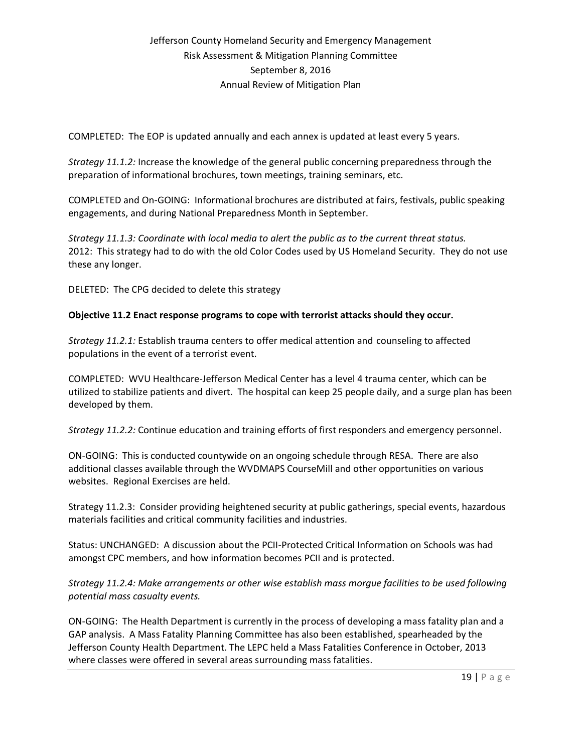COMPLETED: The EOP is updated annually and each annex is updated at least every 5 years.

*Strategy 11.1.2:* Increase the knowledge of the general public concerning preparedness through the preparation of informational brochures, town meetings, training seminars, etc.

COMPLETED and On-GOING: Informational brochures are distributed at fairs, festivals, public speaking engagements, and during National Preparedness Month in September.

*Strategy 11.1.3: Coordinate with local media to alert the public as to the current threat status.*
2012: This strategy had to do with the old Color Codes used by US Homeland Security. They do not use these any longer.

DELETED: The CPG decided to delete this strategy

**Objective 11.2 Enact response programs to cope with terrorist attacks should they occur.**

*Strategy 11.2.1:* Establish trauma centers to offer medical attention and counseling to affected populations in the event of a terrorist event.

COMPLETED: WVU Healthcare-Jefferson Medical Center has a level 4 trauma center, which can be utilized to stabilize patients and divert. The hospital can keep 25 people daily, and a surge plan has been developed by them.

*Strategy 11.2.2:* Continue education and training efforts of first responders and emergency personnel.

ON-GOING: This is conducted countywide on an ongoing schedule through RESA. There are also additional classes available through the WVDMAPS CourseMill and other opportunities on various websites. Regional Exercises are held.

Strategy 11.2.3: Consider providing heightened security at public gatherings, special events, hazardous materials facilities and critical community facilities and industries.

Status: UNCHANGED: A discussion about the PCII-Protected Critical Information on Schools was had amongst CPC members, and how information becomes PCII and is protected.

*Strategy 11.2.4: Make arrangements or other wise establish mass morgue facilities to be used following potential mass casualty events.*

ON-GOING: The Health Department is currently in the process of developing a mass fatality plan and a GAP analysis. A Mass Fatality Planning Committee has also been established, spearheaded by the Jefferson County Health Department. The LEPC held a Mass Fatalities Conference in October, 2013 where classes were offered in several areas surrounding mass fatalities.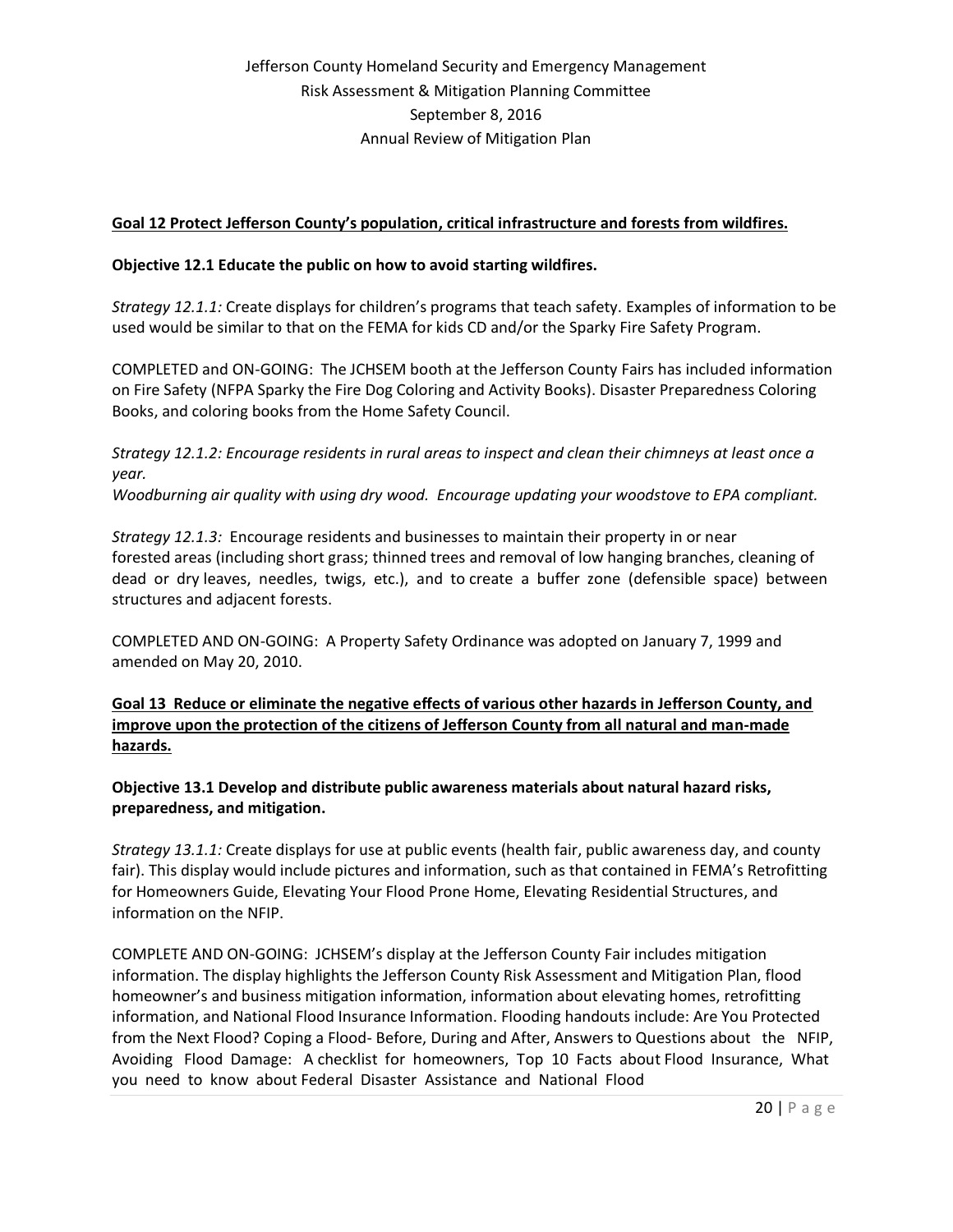**Goal 12 Protect Jefferson County's population, critical infrastructure and forests from wildfires.**

**Objective 12.1 Educate the public on how to avoid starting wildfires.**

*Strategy 12.1.1:* Create displays for children's programs that teach safety. Examples of information to be used would be similar to that on the FEMA for kids CD and/or the Sparky Fire Safety Program.

COMPLETED and ON-GOING: The JCHSEM booth at the Jefferson County Fairs has included information on Fire Safety (NFPA Sparky the Fire Dog Coloring and Activity Books). Disaster Preparedness Coloring Books, and coloring books from the Home Safety Council.

*Strategy 12.1.2: Encourage residents in rural areas to inspect and clean their chimneys at least once a year.*
*Woodburning air quality with using dry wood. Encourage updating your woodstove to EPA compliant.*

*Strategy 12.1.3:* Encourage residents and businesses to maintain their property in or near forested areas (including short grass; thinned trees and removal of low hanging branches, cleaning of dead or dry leaves, needles, twigs, etc.), and to create a buffer zone (defensible space) between structures and adjacent forests.

COMPLETED AND ON-GOING: A Property Safety Ordinance was adopted on January 7, 1999 and amended on May 20, 2010.

**Goal 13 Reduce or eliminate the negative effects of various other hazards in Jefferson County, and improve upon the protection of the citizens of Jefferson County from all natural and man-made hazards.**

**Objective 13.1 Develop and distribute public awareness materials about natural hazard risks, preparedness, and mitigation.**

*Strategy 13.1.1:* Create displays for use at public events (health fair, public awareness day, and county fair). This display would include pictures and information, such as that contained in FEMA's Retrofitting for Homeowners Guide, Elevating Your Flood Prone Home, Elevating Residential Structures, and information on the NFIP.

COMPLETE AND ON-GOING: JCHSEM's display at the Jefferson County Fair includes mitigation information. The display highlights the Jefferson County Risk Assessment and Mitigation Plan, flood homeowner's and business mitigation information, information about elevating homes, retrofitting information, and National Flood Insurance Information. Flooding handouts include: Are You Protected from the Next Flood? Coping a Flood- Before, During and After, Answers to Questions about the NFIP, Avoiding Flood Damage: A checklist for homeowners, Top 10 Facts about Flood Insurance, What you need to know about Federal Disaster Assistance and National Flood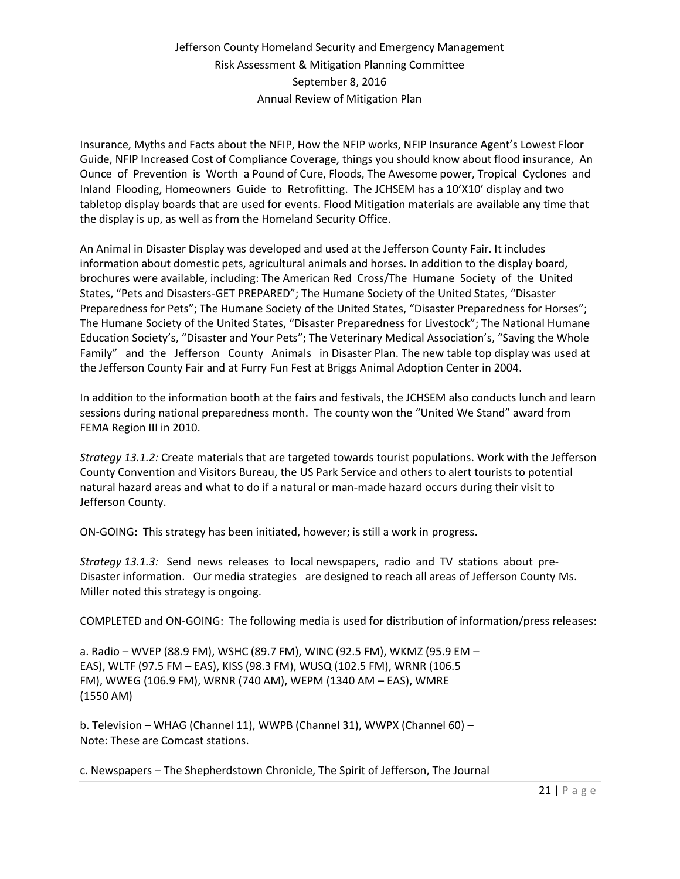Insurance, Myths and Facts about the NFIP, How the NFIP works, NFIP Insurance Agent's Lowest Floor Guide, NFIP Increased Cost of Compliance Coverage, things you should know about flood insurance, An Ounce of Prevention is Worth a Pound of Cure, Floods, The Awesome power, Tropical Cyclones and Inland Flooding, Homeowners Guide to Retrofitting. The JCHSEM has a 10'X10' display and two tabletop display boards that are used for events. Flood Mitigation materials are available any time that the display is up, as well as from the Homeland Security Office.

An Animal in Disaster Display was developed and used at the Jefferson County Fair. It includes information about domestic pets, agricultural animals and horses. In addition to the display board, brochures were available, including: The American Red Cross/The Humane Society of the United States, "Pets and Disasters-GET PREPARED"; The Humane Society of the United States, "Disaster Preparedness for Pets"; The Humane Society of the United States, "Disaster Preparedness for Horses"; The Humane Society of the United States, "Disaster Preparedness for Livestock"; The National Humane Education Society's, "Disaster and Your Pets"; The Veterinary Medical Association's, "Saving the Whole Family" and the Jefferson County Animals in Disaster Plan. The new table top display was used at the Jefferson County Fair and at Furry Fun Fest at Briggs Animal Adoption Center in 2004.

In addition to the information booth at the fairs and festivals, the JCHSEM also conducts lunch and learn sessions during national preparedness month. The county won the "United We Stand" award from FEMA Region III in 2010.

*Strategy 13.1.2:* Create materials that are targeted towards tourist populations. Work with the Jefferson County Convention and Visitors Bureau, the US Park Service and others to alert tourists to potential natural hazard areas and what to do if a natural or man-made hazard occurs during their visit to Jefferson County.

ON-GOING: This strategy has been initiated, however; is still a work in progress.

*Strategy 13.1.3:* Send news releases to local newspapers, radio and TV stations about pre-Disaster information. Our media strategies are designed to reach all areas of Jefferson County Ms. Miller noted this strategy is ongoing.

COMPLETED and ON-GOING: The following media is used for distribution of information/press releases:

a. Radio – WVEP (88.9 FM), WSHC (89.7 FM), WINC (92.5 FM), WKMZ (95.9 EM – EAS), WLTF (97.5 FM – EAS), KISS (98.3 FM), WUSQ (102.5 FM), WRNR (106.5 FM), WWEG (106.9 FM), WRNR (740 AM), WEPM (1340 AM – EAS), WMRE (1550 AM)

b. Television – WHAG (Channel 11), WWPB (Channel 31), WWPX (Channel 60) – Note: These are Comcast stations.

c. Newspapers – The Shepherdstown Chronicle, The Spirit of Jefferson, The Journal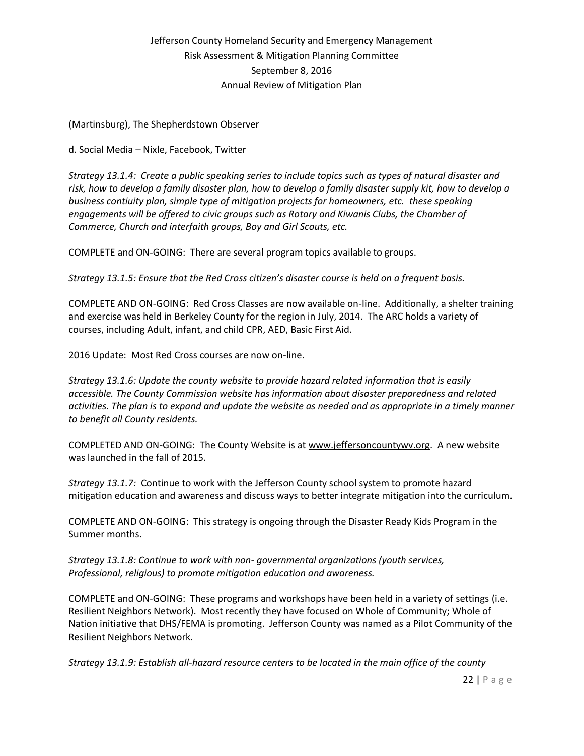(Martinsburg), The Shepherdstown Observer

d. Social Media – Nixle, Facebook, Twitter

*Strategy 13.1.4: Create a public speaking series to include topics such as types of natural disaster and risk, how to develop a family disaster plan, how to develop a family disaster supply kit, how to develop a business contiuity plan, simple type of mitigation projects for homeowners, etc. these speaking engagements will be offered to civic groups such as Rotary and Kiwanis Clubs, the Chamber of Commerce, Church and interfaith groups, Boy and Girl Scouts, etc.*

COMPLETE and ON-GOING: There are several program topics available to groups.

*Strategy 13.1.5: Ensure that the Red Cross citizen's disaster course is held on a frequent basis.*

COMPLETE AND ON-GOING: Red Cross Classes are now available on-line. Additionally, a shelter training and exercise was held in Berkeley County for the region in July, 2014. The ARC holds a variety of courses, including Adult, infant, and child CPR, AED, Basic First Aid.

2016 Update: Most Red Cross courses are now on-line.

*Strategy 13.1.6: Update the county website to provide hazard related information that is easily accessible. The County Commission website has information about disaster preparedness and related activities. The plan is to expand and update the website as needed and as appropriate in a timely manner to benefit all County residents.*

COMPLETED AND ON-GOING: The County Website is at www.jeffersoncountywv.org. A new website was launched in the fall of 2015.

*Strategy 13.1.7:* Continue to work with the Jefferson County school system to promote hazard mitigation education and awareness and discuss ways to better integrate mitigation into the curriculum.

COMPLETE AND ON-GOING: This strategy is ongoing through the Disaster Ready Kids Program in the Summer months.

*Strategy 13.1.8: Continue to work with non- governmental organizations (youth services, Professional, religious) to promote mitigation education and awareness.*

COMPLETE and ON-GOING: These programs and workshops have been held in a variety of settings (i.e. Resilient Neighbors Network). Most recently they have focused on Whole of Community; Whole of Nation initiative that DHS/FEMA is promoting. Jefferson County was named as a Pilot Community of the Resilient Neighbors Network.

*Strategy 13.1.9: Establish all-hazard resource centers to be located in the main office of the county*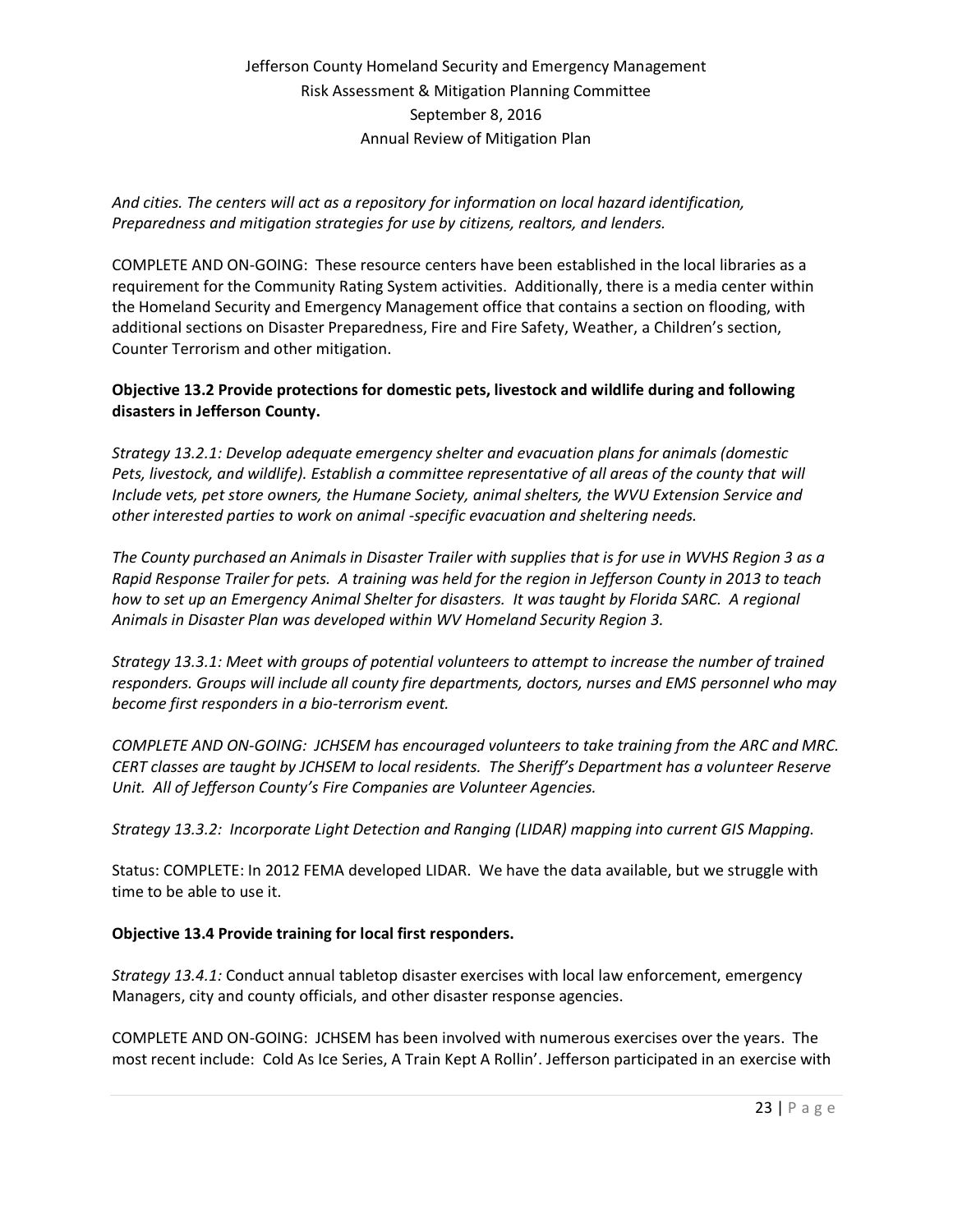*And cities. The centers will act as a repository for information on local hazard identification, Preparedness and mitigation strategies for use by citizens, realtors, and lenders.*

COMPLETE AND ON-GOING: These resource centers have been established in the local libraries as a requirement for the Community Rating System activities. Additionally, there is a media center within the Homeland Security and Emergency Management office that contains a section on flooding, with additional sections on Disaster Preparedness, Fire and Fire Safety, Weather, a Children's section, Counter Terrorism and other mitigation.

**Objective 13.2 Provide protections for domestic pets, livestock and wildlife during and following disasters in Jefferson County.**

*Strategy 13.2.1: Develop adequate emergency shelter and evacuation plans for animals (domestic Pets, livestock, and wildlife). Establish a committee representative of all areas of the county that will Include vets, pet store owners, the Humane Society, animal shelters, the WVU Extension Service and other interested parties to work on animal -specific evacuation and sheltering needs.*

*The County purchased an Animals in Disaster Trailer with supplies that is for use in WVHS Region 3 as a Rapid Response Trailer for pets. A training was held for the region in Jefferson County in 2013 to teach how to set up an Emergency Animal Shelter for disasters. It was taught by Florida SARC. A regional Animals in Disaster Plan was developed within WV Homeland Security Region 3.*

*Strategy 13.3.1: Meet with groups of potential volunteers to attempt to increase the number of trained responders. Groups will include all county fire departments, doctors, nurses and EMS personnel who may become first responders in a bio-terrorism event.*

*COMPLETE AND ON-GOING: JCHSEM has encouraged volunteers to take training from the ARC and MRC. CERT classes are taught by JCHSEM to local residents. The Sheriff's Department has a volunteer Reserve Unit. All of Jefferson County's Fire Companies are Volunteer Agencies.*

*Strategy 13.3.2: Incorporate Light Detection and Ranging (LIDAR) mapping into current GIS Mapping.*

Status: COMPLETE: In 2012 FEMA developed LIDAR. We have the data available, but we struggle with time to be able to use it.

**Objective 13.4 Provide training for local first responders.**

*Strategy 13.4.1:* Conduct annual tabletop disaster exercises with local law enforcement, emergency Managers, city and county officials, and other disaster response agencies.

COMPLETE AND ON-GOING: JCHSEM has been involved with numerous exercises over the years. The most recent include: Cold As Ice Series, A Train Kept A Rollin'. Jefferson participated in an exercise with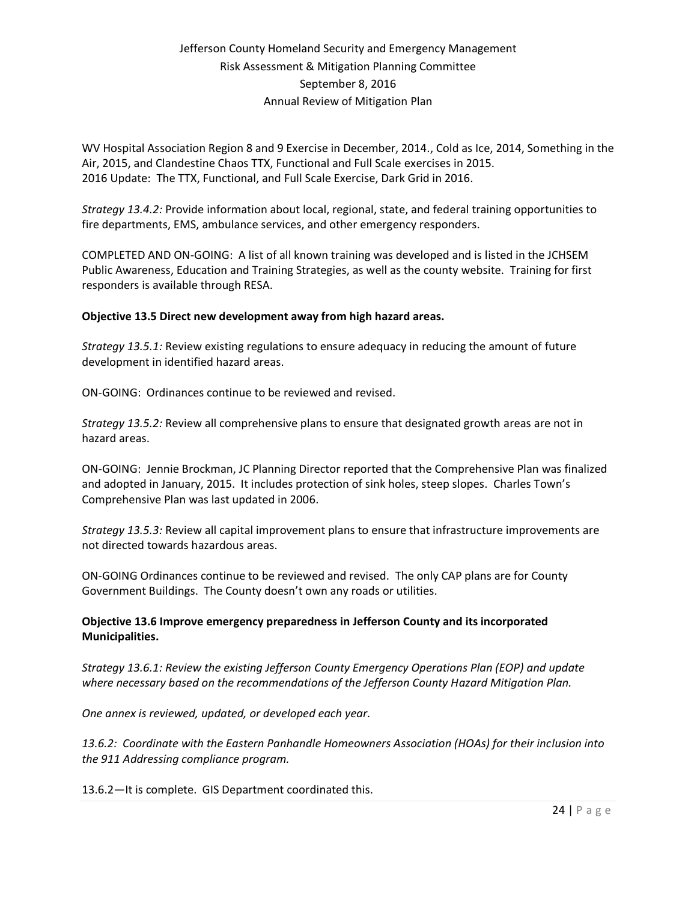WV Hospital Association Region 8 and 9 Exercise in December, 2014., Cold as Ice, 2014, Something in the Air, 2015, and Clandestine Chaos TTX, Functional and Full Scale exercises in 2015.
2016 Update: The TTX, Functional, and Full Scale Exercise, Dark Grid in 2016.

*Strategy 13.4.2:* Provide information about local, regional, state, and federal training opportunities to fire departments, EMS, ambulance services, and other emergency responders.

COMPLETED AND ON-GOING: A list of all known training was developed and is listed in the JCHSEM Public Awareness, Education and Training Strategies, as well as the county website. Training for first responders is available through RESA.

**Objective 13.5 Direct new development away from high hazard areas.**

*Strategy 13.5.1:* Review existing regulations to ensure adequacy in reducing the amount of future development in identified hazard areas.

ON-GOING: Ordinances continue to be reviewed and revised.

*Strategy 13.5.2:* Review all comprehensive plans to ensure that designated growth areas are not in hazard areas.

ON-GOING: Jennie Brockman, JC Planning Director reported that the Comprehensive Plan was finalized and adopted in January, 2015. It includes protection of sink holes, steep slopes. Charles Town's Comprehensive Plan was last updated in 2006.

*Strategy 13.5.3:* Review all capital improvement plans to ensure that infrastructure improvements are not directed towards hazardous areas.

ON-GOING Ordinances continue to be reviewed and revised. The only CAP plans are for County Government Buildings. The County doesn't own any roads or utilities.

**Objective 13.6 Improve emergency preparedness in Jefferson County and its incorporated Municipalities.**

*Strategy 13.6.1: Review the existing Jefferson County Emergency Operations Plan (EOP) and update where necessary based on the recommendations of the Jefferson County Hazard Mitigation Plan.*

*One annex is reviewed, updated, or developed each year.*

*13.6.2: Coordinate with the Eastern Panhandle Homeowners Association (HOAs) for their inclusion into the 911 Addressing compliance program.*

13.6.2—It is complete. GIS Department coordinated this.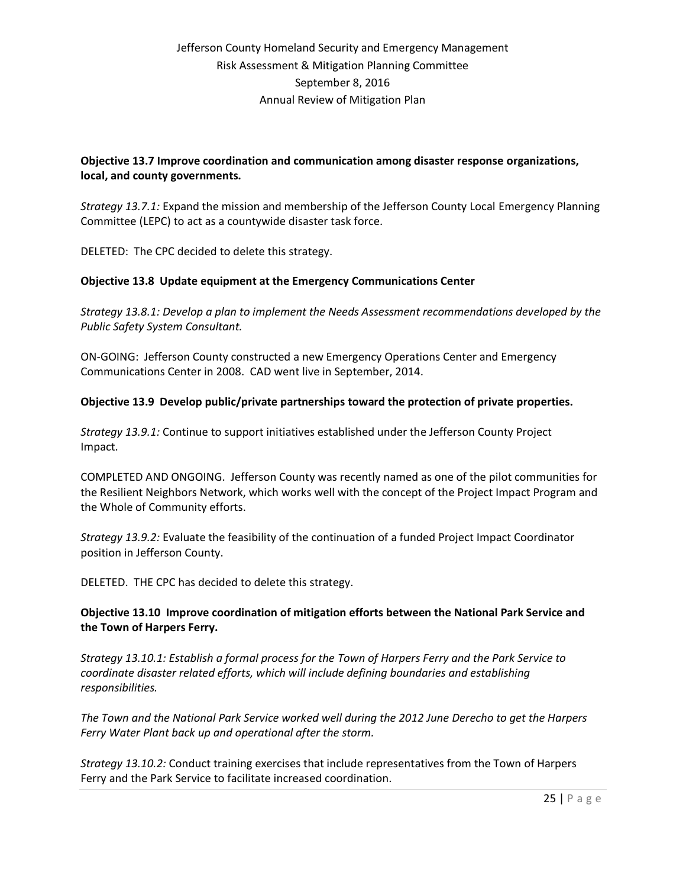**Objective 13.7 Improve coordination and communication among disaster response organizations, local, and county governments.**

*Strategy 13.7.1:* Expand the mission and membership of the Jefferson County Local Emergency Planning Committee (LEPC) to act as a countywide disaster task force.

DELETED: The CPC decided to delete this strategy.

**Objective 13.8 Update equipment at the Emergency Communications Center**

*Strategy 13.8.1: Develop a plan to implement the Needs Assessment recommendations developed by the Public Safety System Consultant.*

ON-GOING: Jefferson County constructed a new Emergency Operations Center and Emergency Communications Center in 2008. CAD went live in September, 2014.

**Objective 13.9 Develop public/private partnerships toward the protection of private properties.**

*Strategy 13.9.1:* Continue to support initiatives established under the Jefferson County Project Impact.

COMPLETED AND ONGOING. Jefferson County was recently named as one of the pilot communities for the Resilient Neighbors Network, which works well with the concept of the Project Impact Program and the Whole of Community efforts.

*Strategy 13.9.2:* Evaluate the feasibility of the continuation of a funded Project Impact Coordinator position in Jefferson County.

DELETED. THE CPC has decided to delete this strategy.

**Objective 13.10 Improve coordination of mitigation efforts between the National Park Service and the Town of Harpers Ferry.**

*Strategy 13.10.1: Establish a formal process for the Town of Harpers Ferry and the Park Service to coordinate disaster related efforts, which will include defining boundaries and establishing responsibilities.*

*The Town and the National Park Service worked well during the 2012 June Derecho to get the Harpers Ferry Water Plant back up and operational after the storm.*

*Strategy 13.10.2:* Conduct training exercises that include representatives from the Town of Harpers Ferry and the Park Service to facilitate increased coordination.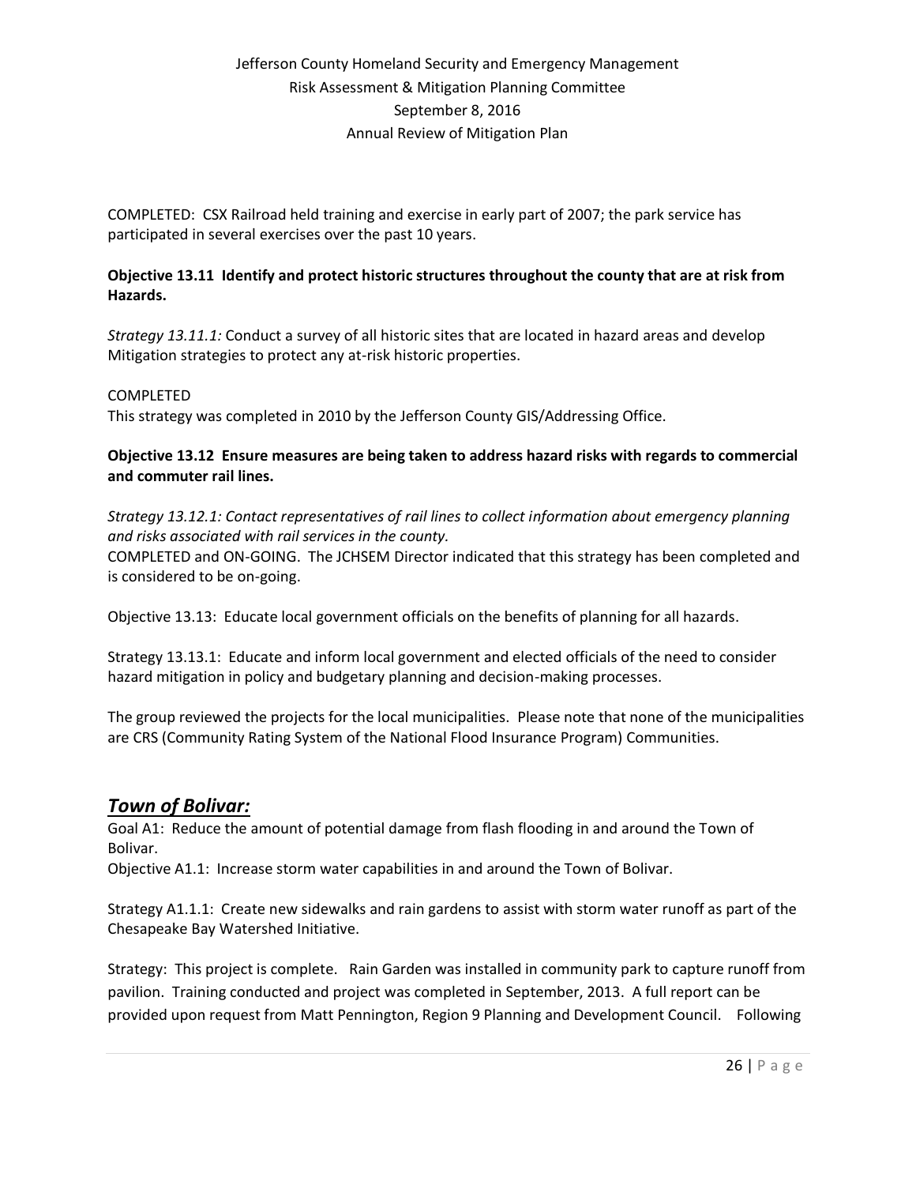COMPLETED: CSX Railroad held training and exercise in early part of 2007; the park service has participated in several exercises over the past 10 years.

**Objective 13.11 Identify and protect historic structures throughout the county that are at risk from Hazards.**

*Strategy 13.11.1:* Conduct a survey of all historic sites that are located in hazard areas and develop Mitigation strategies to protect any at-risk historic properties.

COMPLETED
This strategy was completed in 2010 by the Jefferson County GIS/Addressing Office.

**Objective 13.12 Ensure measures are being taken to address hazard risks with regards to commercial and commuter rail lines.**

*Strategy 13.12.1: Contact representatives of rail lines to collect information about emergency planning and risks associated with rail services in the county.*
COMPLETED and ON-GOING. The JCHSEM Director indicated that this strategy has been completed and is considered to be on-going.

Objective 13.13: Educate local government officials on the benefits of planning for all hazards.

Strategy 13.13.1: Educate and inform local government and elected officials of the need to consider hazard mitigation in policy and budgetary planning and decision-making processes.

The group reviewed the projects for the local municipalities. Please note that none of the municipalities are CRS (Community Rating System of the National Flood Insurance Program) Communities.

## *Town of Bolivar:*

Goal A1: Reduce the amount of potential damage from flash flooding in and around the Town of Bolivar.
Objective A1.1: Increase storm water capabilities in and around the Town of Bolivar.

Strategy A1.1.1: Create new sidewalks and rain gardens to assist with storm water runoff as part of the Chesapeake Bay Watershed Initiative.

Strategy: This project is complete. Rain Garden was installed in community park to capture runoff from pavilion. Training conducted and project was completed in September, 2013. A full report can be provided upon request from Matt Pennington, Region 9 Planning and Development Council. Following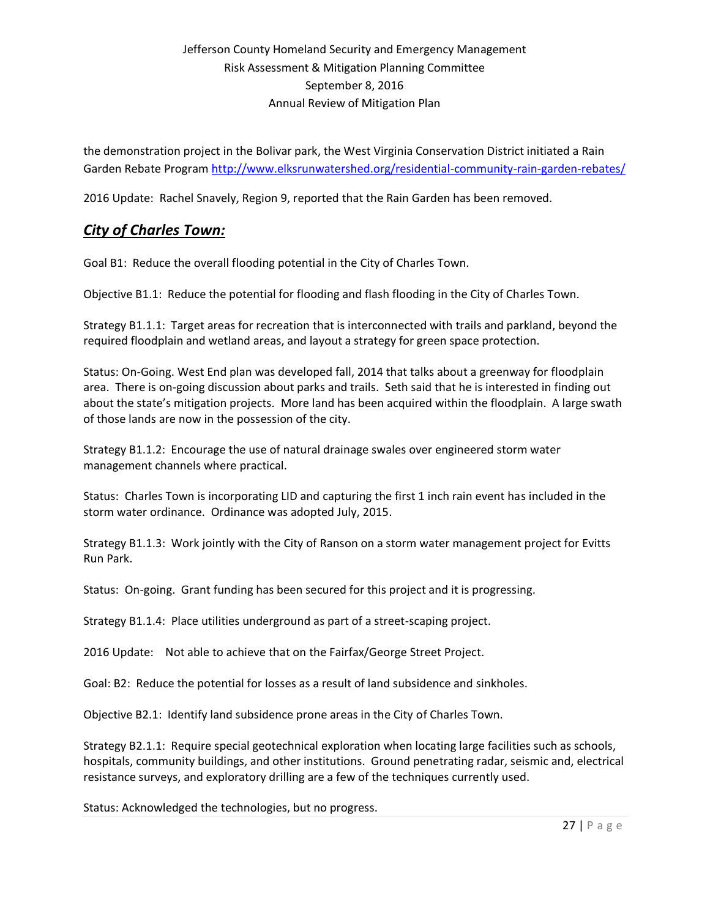the demonstration project in the Bolivar park, the West Virginia Conservation District initiated a Rain Garden Rebate Program http://www.elksrunwatershed.org/residential-community-rain-garden-rebates/

2016 Update: Rachel Snavely, Region 9, reported that the Rain Garden has been removed.

## ***City of Charles Town:***

Goal B1: Reduce the overall flooding potential in the City of Charles Town.

Objective B1.1: Reduce the potential for flooding and flash flooding in the City of Charles Town.

Strategy B1.1.1: Target areas for recreation that is interconnected with trails and parkland, beyond the required floodplain and wetland areas, and layout a strategy for green space protection.

Status: On-Going. West End plan was developed fall, 2014 that talks about a greenway for floodplain area. There is on-going discussion about parks and trails. Seth said that he is interested in finding out about the state's mitigation projects. More land has been acquired within the floodplain. A large swath of those lands are now in the possession of the city.

Strategy B1.1.2: Encourage the use of natural drainage swales over engineered storm water management channels where practical.

Status: Charles Town is incorporating LID and capturing the first 1 inch rain event has included in the storm water ordinance. Ordinance was adopted July, 2015.

Strategy B1.1.3: Work jointly with the City of Ranson on a storm water management project for Evitts Run Park.

Status: On-going. Grant funding has been secured for this project and it is progressing.

Strategy B1.1.4: Place utilities underground as part of a street-scaping project.

2016 Update: Not able to achieve that on the Fairfax/George Street Project.

Goal: B2: Reduce the potential for losses as a result of land subsidence and sinkholes.

Objective B2.1: Identify land subsidence prone areas in the City of Charles Town.

Strategy B2.1.1: Require special geotechnical exploration when locating large facilities such as schools, hospitals, community buildings, and other institutions. Ground penetrating radar, seismic and, electrical resistance surveys, and exploratory drilling are a few of the techniques currently used.

Status: Acknowledged the technologies, but no progress.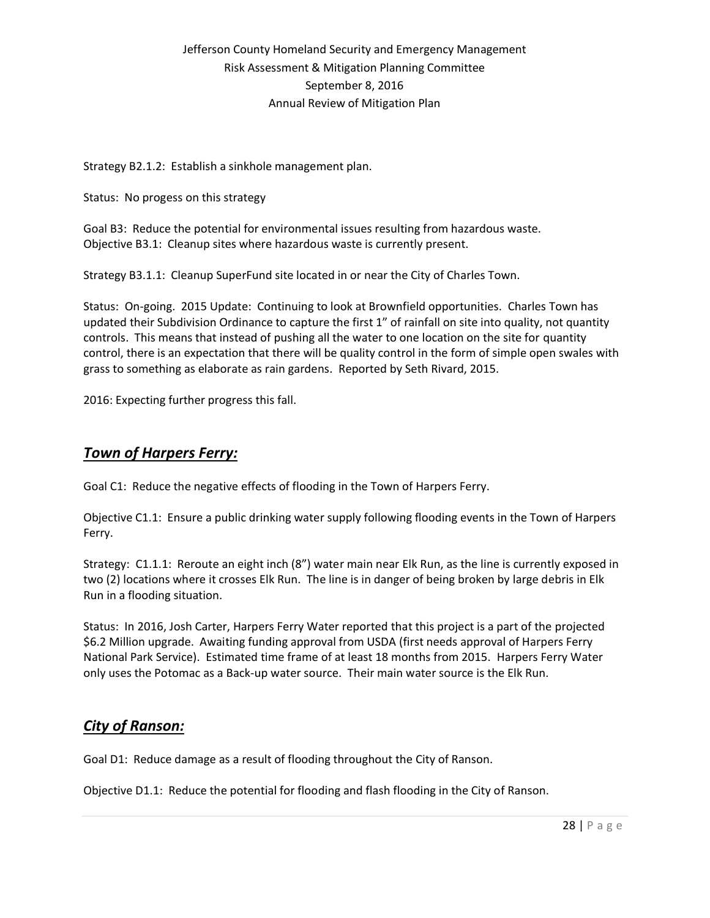Strategy B2.1.2: Establish a sinkhole management plan.

Status: No progess on this strategy

Goal B3: Reduce the potential for environmental issues resulting from hazardous waste.
Objective B3.1: Cleanup sites where hazardous waste is currently present.

Strategy B3.1.1: Cleanup SuperFund site located in or near the City of Charles Town.

Status: On-going. 2015 Update: Continuing to look at Brownfield opportunities. Charles Town has updated their Subdivision Ordinance to capture the first 1" of rainfall on site into quality, not quantity controls. This means that instead of pushing all the water to one location on the site for quantity control, there is an expectation that there will be quality control in the form of simple open swales with grass to something as elaborate as rain gardens. Reported by Seth Rivard, 2015.

2016: Expecting further progress this fall.

## ***Town of Harpers Ferry:***

Goal C1: Reduce the negative effects of flooding in the Town of Harpers Ferry.

Objective C1.1: Ensure a public drinking water supply following flooding events in the Town of Harpers Ferry.

Strategy: C1.1.1: Reroute an eight inch (8") water main near Elk Run, as the line is currently exposed in two (2) locations where it crosses Elk Run. The line is in danger of being broken by large debris in Elk Run in a flooding situation.

Status: In 2016, Josh Carter, Harpers Ferry Water reported that this project is a part of the projected \$6.2 Million upgrade. Awaiting funding approval from USDA (first needs approval of Harpers Ferry National Park Service). Estimated time frame of at least 18 months from 2015. Harpers Ferry Water only uses the Potomac as a Back-up water source. Their main water source is the Elk Run.

## ***City of Ranson:***

Goal D1: Reduce damage as a result of flooding throughout the City of Ranson.

Objective D1.1: Reduce the potential for flooding and flash flooding in the City of Ranson.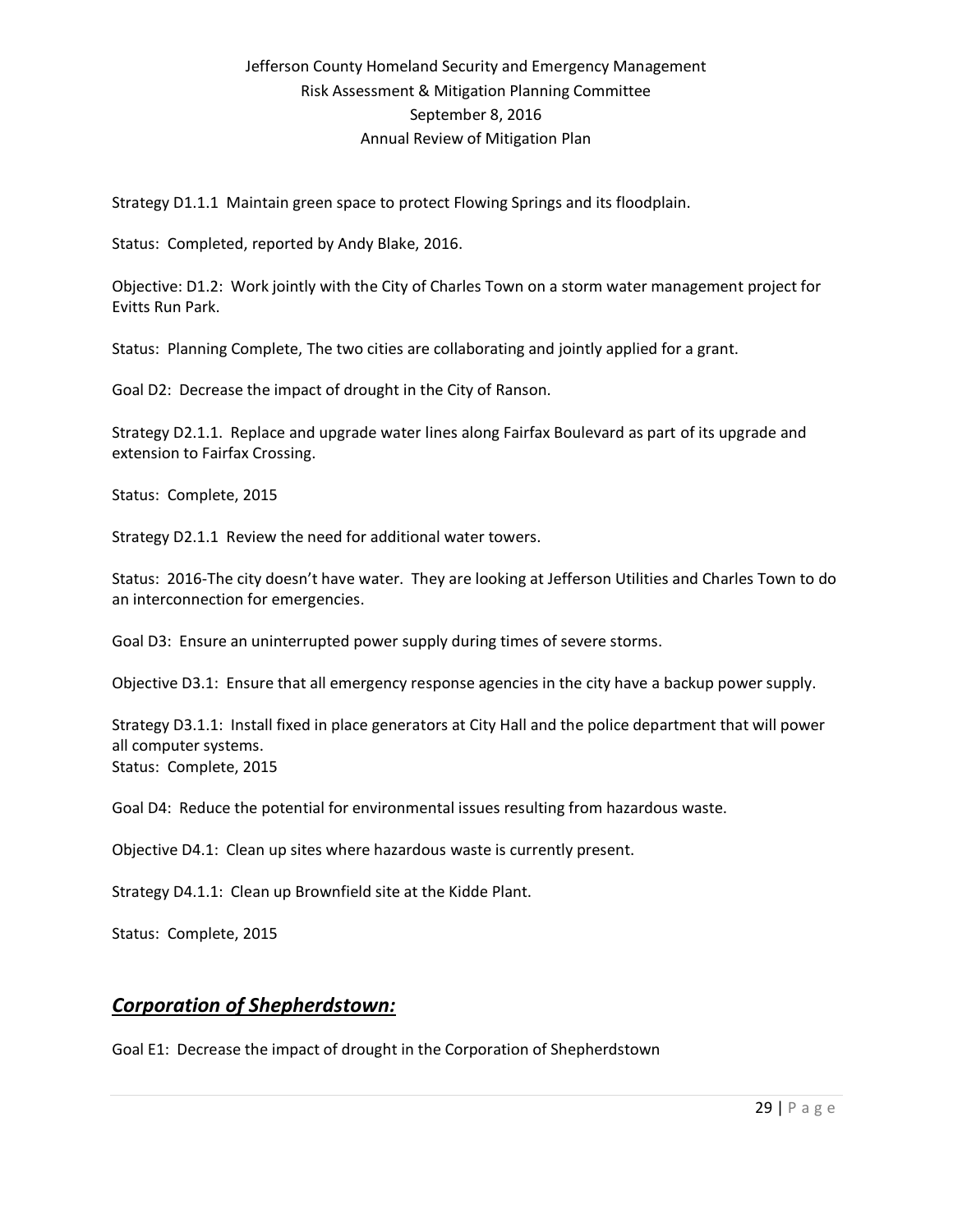Strategy D1.1.1 Maintain green space to protect Flowing Springs and its floodplain.

Status: Completed, reported by Andy Blake, 2016.

Objective: D1.2: Work jointly with the City of Charles Town on a storm water management project for Evitts Run Park.

Status: Planning Complete, The two cities are collaborating and jointly applied for a grant.

Goal D2: Decrease the impact of drought in the City of Ranson.

Strategy D2.1.1. Replace and upgrade water lines along Fairfax Boulevard as part of its upgrade and extension to Fairfax Crossing.

Status: Complete, 2015

Strategy D2.1.1 Review the need for additional water towers.

Status: 2016-The city doesn't have water. They are looking at Jefferson Utilities and Charles Town to do an interconnection for emergencies.

Goal D3: Ensure an uninterrupted power supply during times of severe storms.

Objective D3.1: Ensure that all emergency response agencies in the city have a backup power supply.

Strategy D3.1.1: Install fixed in place generators at City Hall and the police department that will power all computer systems.
Status: Complete, 2015

Goal D4: Reduce the potential for environmental issues resulting from hazardous waste.

Objective D4.1: Clean up sites where hazardous waste is currently present.

Strategy D4.1.1: Clean up Brownfield site at the Kidde Plant.

Status: Complete, 2015

## ***Corporation of Shepherdstown:***

Goal E1: Decrease the impact of drought in the Corporation of Shepherdstown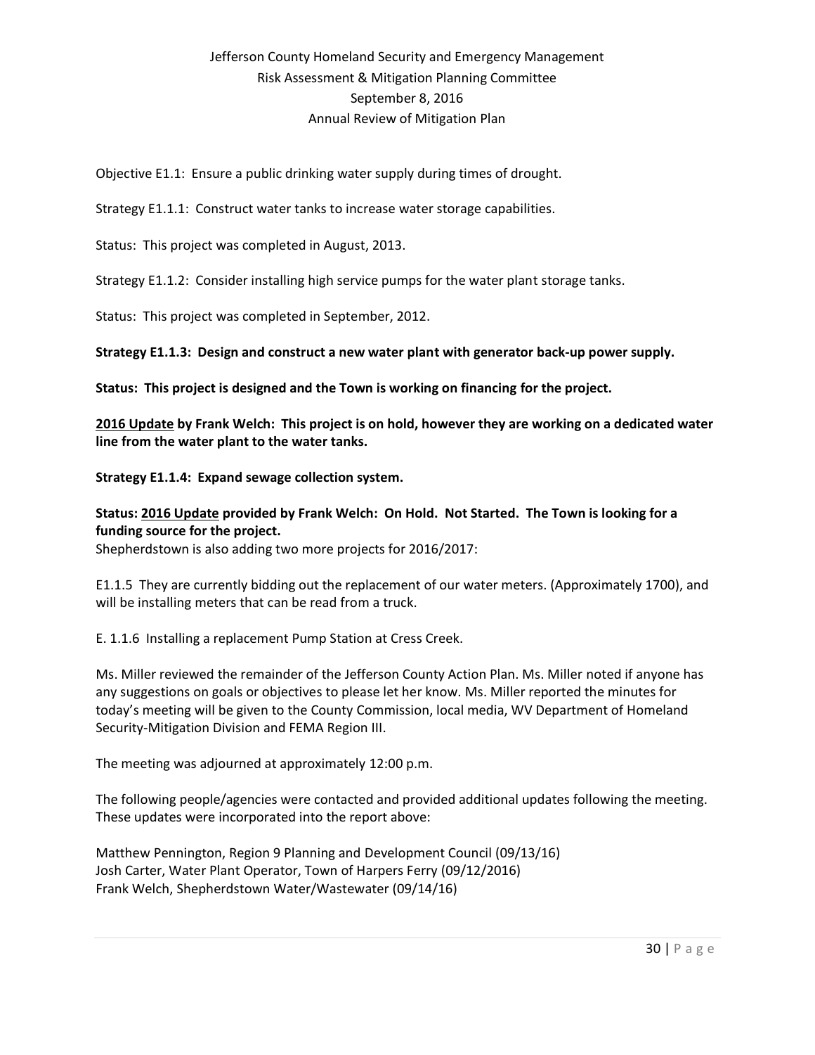Objective E1.1: Ensure a public drinking water supply during times of drought.

Strategy E1.1.1: Construct water tanks to increase water storage capabilities.

Status: This project was completed in August, 2013.

Strategy E1.1.2: Consider installing high service pumps for the water plant storage tanks.

Status: This project was completed in September, 2012.

**Strategy E1.1.3: Design and construct a new water plant with generator back-up power supply.**

**Status: This project is designed and the Town is working on financing for the project.**

**2016 Update by Frank Welch: This project is on hold, however they are working on a dedicated water line from the water plant to the water tanks.**

**Strategy E1.1.4: Expand sewage collection system.**

**Status: 2016 Update provided by Frank Welch: On Hold. Not Started. The Town is looking for a funding source for the project.**

Shepherdstown is also adding two more projects for 2016/2017:

E1.1.5 They are currently bidding out the replacement of our water meters. (Approximately 1700), and will be installing meters that can be read from a truck.

E. 1.1.6 Installing a replacement Pump Station at Cress Creek.

Ms. Miller reviewed the remainder of the Jefferson County Action Plan. Ms. Miller noted if anyone has any suggestions on goals or objectives to please let her know. Ms. Miller reported the minutes for today's meeting will be given to the County Commission, local media, WV Department of Homeland Security-Mitigation Division and FEMA Region III.

The meeting was adjourned at approximately 12:00 p.m.

The following people/agencies were contacted and provided additional updates following the meeting. These updates were incorporated into the report above:

Matthew Pennington, Region 9 Planning and Development Council (09/13/16)
Josh Carter, Water Plant Operator, Town of Harpers Ferry (09/12/2016)
Frank Welch, Shepherdstown Water/Wastewater (09/14/16)